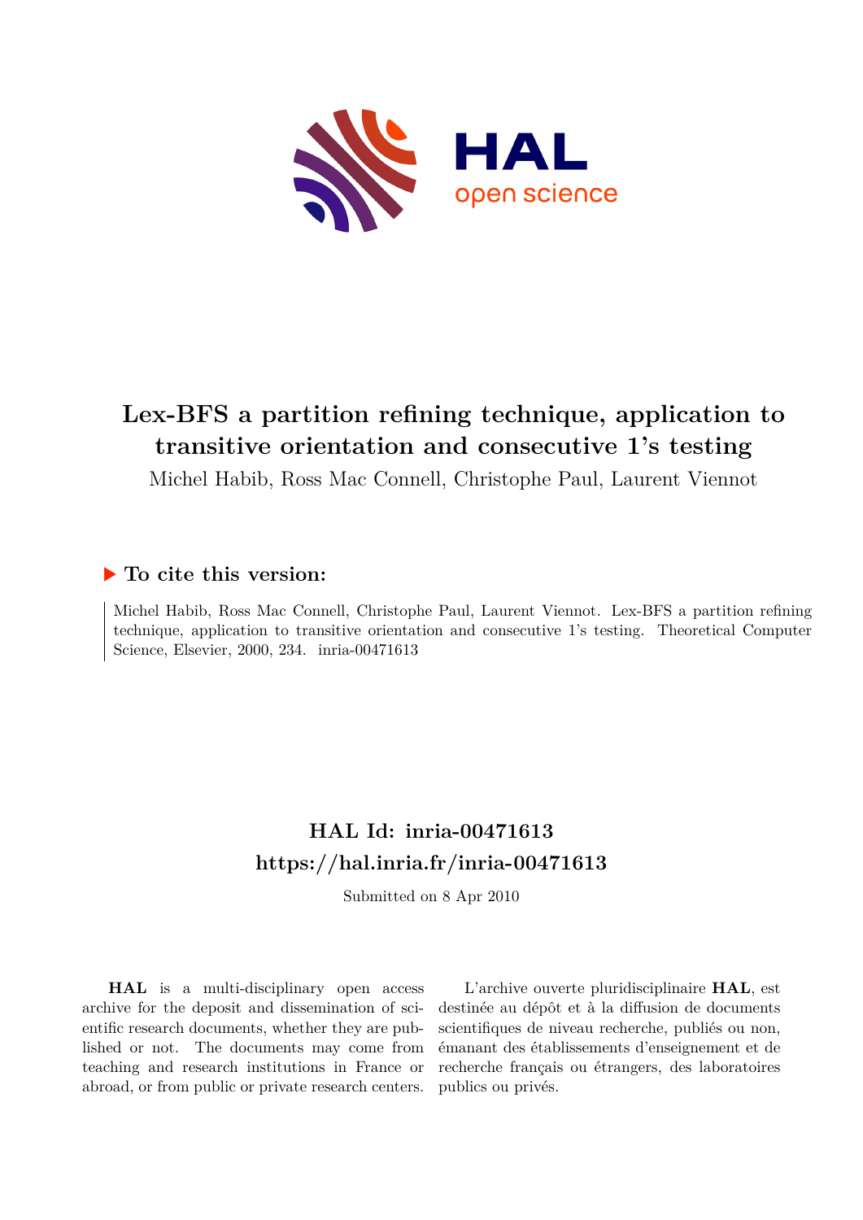# Lex-BFS a partition refining technique, application to transitive orientation and consecutive 1's testing

Michel Habib, Ross Mac Connell, Christophe Paul, Laurent Viennot

### ▶ To cite this version:

Michel Habib, Ross Mac Connell, Christophe Paul, Laurent Viennot. Lex-BFS a partition refining technique, application to transitive orientation and consecutive 1's testing. Theoretical Computer Science, Elsevier, 2000, 234. inria-00471613

## HAL Id: inria-00471613

## https://hal.inria.fr/inria-00471613

Submitted on 8 Apr 2010

**HAL** is a multi-disciplinary open access archive for the deposit and dissemination of scientific research documents, whether they are published or not. The documents may come from teaching and research institutions in France or abroad, or from public or private research centers.

L'archive ouverte pluridisciplinaire **HAL**, est destinée au dépôt et à la diffusion de documents scientifiques de niveau recherche, publiés ou non, émanant des établissements d'enseignement et de recherche français ou étrangers, des laboratoires publics ou privés.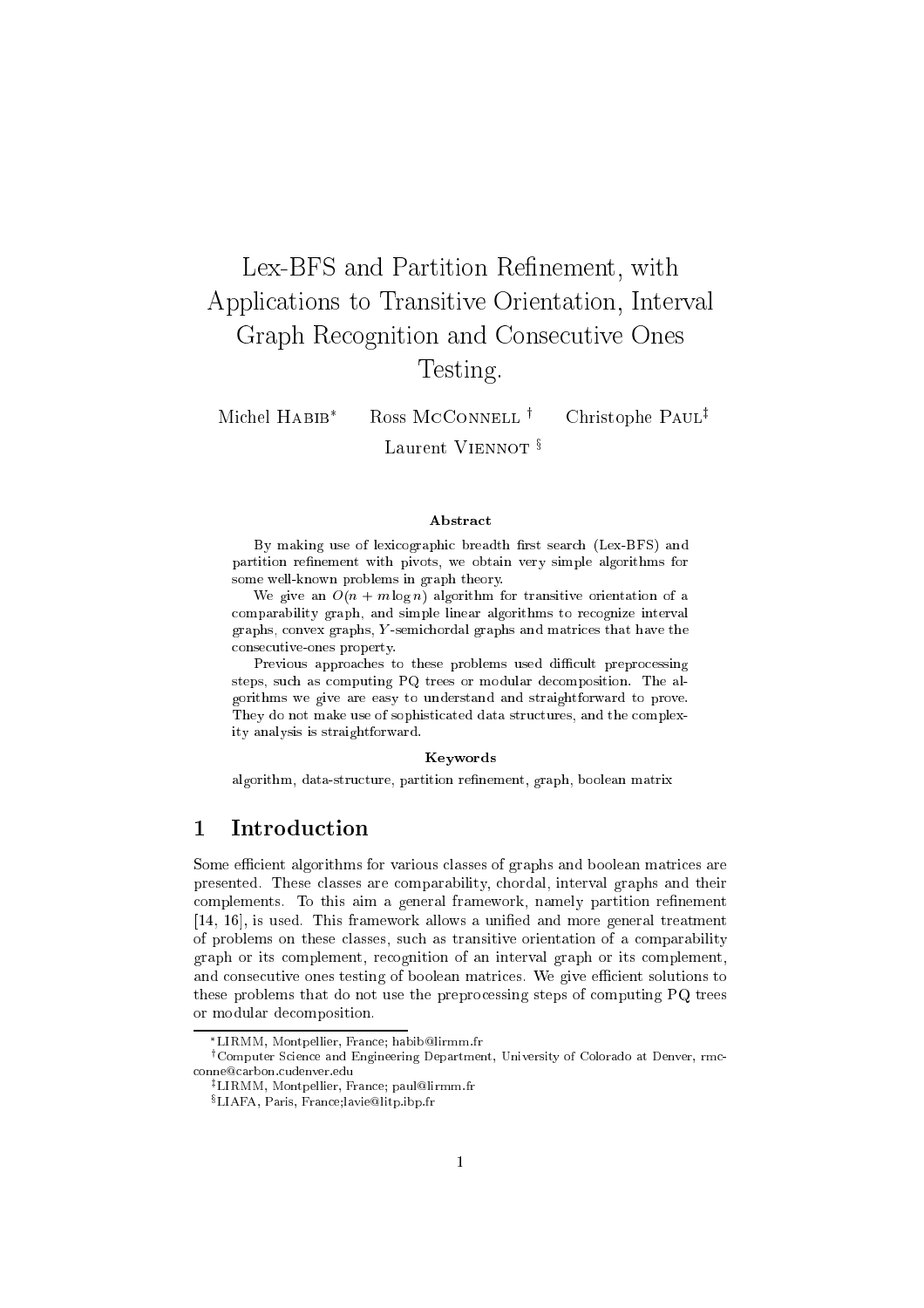# Lex-BFS and Partition Refinement, with Applications to Transitive Orientation, Interval Graph Recognition and Consecutive Ones Testing.

Michel Habib* Ross McConnell † Christophe Paul‡

Laurent Viennot §

### Abstract

By making use of lexicographic breadth first search (Lex-BFS) and partition refinement with pivots, we obtain very simple algorithms for some well-known problems in graph theory.

We give an $O(n + m \log n)$ algorithm for transitive orientation of a comparability graph, and simple linear algorithms to recognize interval graphs, convex graphs, $Y$-semichordal graphs and matrices that have the consecutive-ones property.

Previous approaches to these problems used difficult preprocessing steps, such as computing PQ trees or modular decomposition. The algorithms we give are easy to understand and straightforward to prove. They do not make use of sophisticated data structures, and the complexity analysis is straightforward.

### Keywords

algorithm, data-structure, partition refinement, graph, boolean matrix

## 1 Introduction

Some efficient algorithms for various classes of graphs and boolean matrices are presented. These classes are comparability, chordal, interval graphs and their complements. To this aim a general framework, namely partition refinement [14, 16], is used. This framework allows a unified and more general treatment of problems on these classes, such as transitive orientation of a comparability graph or its complement, recognition of an interval graph or its complement, and consecutive ones testing of boolean matrices. We give efficient solutions to these problems that do not use the preprocessing steps of computing PQ trees or modular decomposition.

*LIRMM, Montpellier, France; habib@lirmm.fr

†Computer Science and Engineering Department, University of Colorado at Denver, rmcconne@carbon.cudenver.edu

‡LIRMM, Montpellier, France; paul@lirmm.fr

§LIAFA, Paris, France;lavie@litp.ibp.fr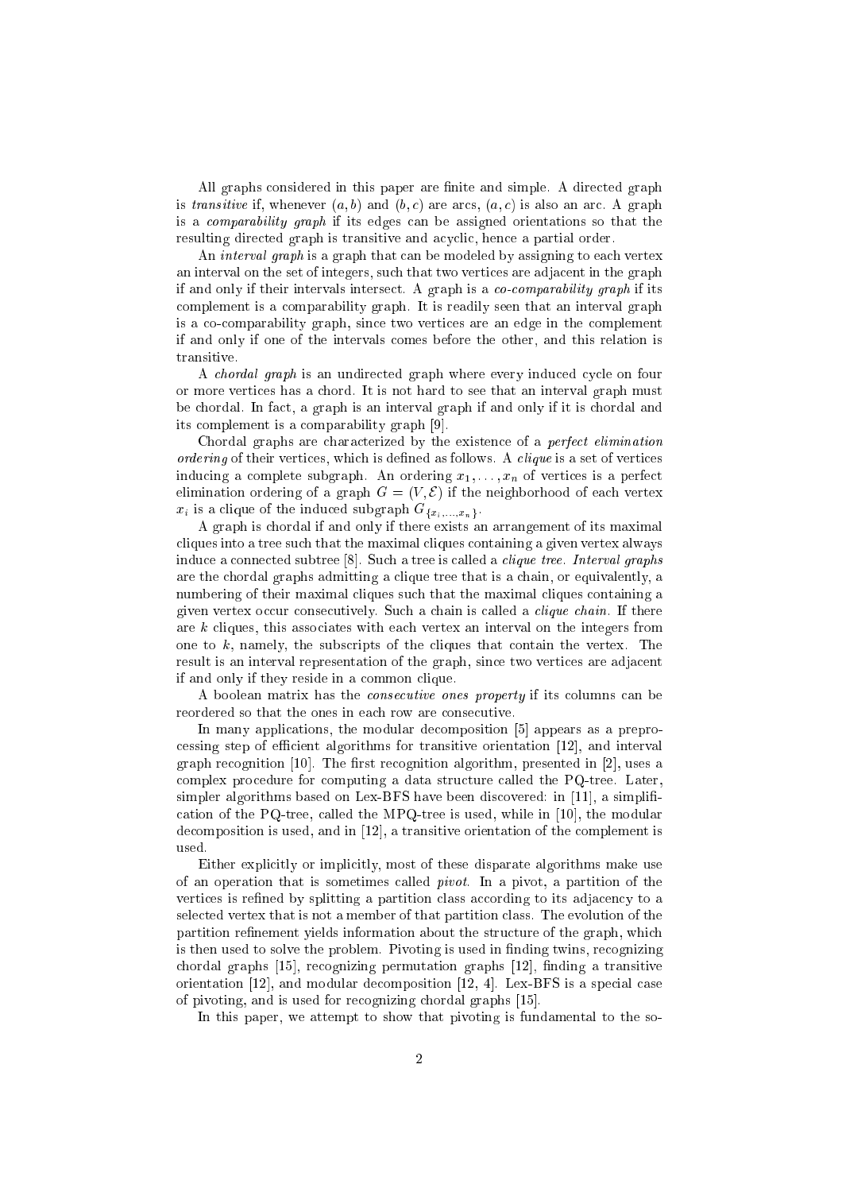All graphs considered in this paper are finite and simple. A directed graph is *transitive* if, whenever $(a, b)$ and $(b, c)$ are arcs, $(a, c)$ is also an arc. A graph is a *comparability graph* if its edges can be assigned orientations so that the resulting directed graph is transitive and acyclic, hence a partial order.

An *interval graph* is a graph that can be modeled by assigning to each vertex an interval on the set of integers, such that two vertices are adjacent in the graph if and only if their intervals intersect. A graph is a *co-comparability graph* if its complement is a comparability graph. It is readily seen that an interval graph is a co-comparability graph, since two vertices are an edge in the complement if and only if one of the intervals comes before the other, and this relation is transitive.

A *chordal graph* is an undirected graph where every induced cycle on four or more vertices has a chord. It is not hard to see that an interval graph must be chordal. In fact, a graph is an interval graph if and only if it is chordal and its complement is a comparability graph [9].

Chordal graphs are characterized by the existence of a *perfect elimination ordering* of their vertices, which is defined as follows. A *clique* is a set of vertices inducing a complete subgraph. An ordering $x_1, \ldots, x_n$ of vertices is a perfect elimination ordering of a graph $G = (V, \mathcal{E})$ if the neighborhood of each vertex $x_i$ is a clique of the induced subgraph $G_{\{x_i,\ldots,x_n\}}$.

A graph is chordal if and only if there exists an arrangement of its maximal cliques into a tree such that the maximal cliques containing a given vertex always induce a connected subtree [8]. Such a tree is called a *clique tree*. *Interval graphs* are the chordal graphs admitting a clique tree that is a chain, or equivalently, a numbering of their maximal cliques such that the maximal cliques containing a given vertex occur consecutively. Such a chain is called a *clique chain*. If there are $k$ cliques, this associates with each vertex an interval on the integers from one to $k$, namely, the subscripts of the cliques that contain the vertex. The result is an interval representation of the graph, since two vertices are adjacent if and only if they reside in a common clique.

A boolean matrix has the *consecutive ones property* if its columns can be reordered so that the ones in each row are consecutive.

In many applications, the modular decomposition [5] appears as a preprocessing step of efficient algorithms for transitive orientation [12], and interval graph recognition [10]. The first recognition algorithm, presented in [2], uses a complex procedure for computing a data structure called the PQ-tree. Later, simpler algorithms based on Lex-BFS have been discovered: in [11], a simplification of the PQ-tree, called the MPQ-tree is used, while in [10], the modular decomposition is used, and in [12], a transitive orientation of the complement is used.

Either explicitly or implicitly, most of these disparate algorithms make use of an operation that is sometimes called *pivot*. In a pivot, a partition of the vertices is refined by splitting a partition class according to its adjacency to a selected vertex that is not a member of that partition class. The evolution of the partition refinement yields information about the structure of the graph, which is then used to solve the problem. Pivoting is used in finding twins, recognizing chordal graphs [15], recognizing permutation graphs [12], finding a transitive orientation [12], and modular decomposition [12, 4]. Lex-BFS is a special case of pivoting, and is used for recognizing chordal graphs [15].

In this paper, we attempt to show that pivoting is fundamental to the so-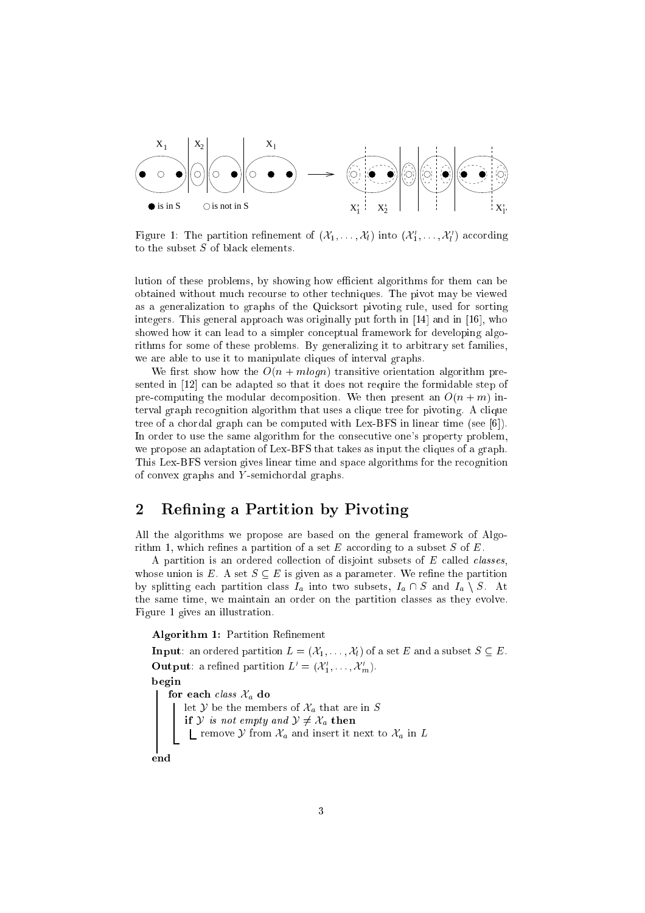Figure 1: The partition refinement of $(\mathcal{X}_1, \ldots, \mathcal{X}_l)$ into $(\mathcal{X}'_1, \ldots, \mathcal{X}'_{l'})$ according to the subset $S$ of black elements.

lution of these problems, by showing how efficient algorithms for them can be obtained without much recourse to other techniques. The pivot may be viewed as a generalization to graphs of the Quicksort pivoting rule, used for sorting integers. This general approach was originally put forth in [14] and in [16], who showed how it can lead to a simpler conceptual framework for developing algorithms for some of these problems. By generalizing it to arbitrary set families, we are able to use it to manipulate cliques of interval graphs.

We first show how the $O(n + m\log n)$ transitive orientation algorithm presented in [12] can be adapted so that it does not require the formidable step of pre-computing the modular decomposition. We then present an $O(n + m)$ interval graph recognition algorithm that uses a clique tree for pivoting. A clique tree of a chordal graph can be computed with Lex-BFS in linear time (see [6]). In order to use the same algorithm for the consecutive one's property problem, we propose an adaptation of Lex-BFS that takes as input the cliques of a graph. This Lex-BFS version gives linear time and space algorithms for the recognition of convex graphs and $Y$-semichordal graphs.

## 2 Refining a Partition by Pivoting

All the algorithms we propose are based on the general framework of Algorithm 1, which refines a partition of a set $E$ according to a subset $S$ of $E$.

A partition is an ordered collection of disjoint subsets of $E$ called *classes*, whose union is $E$. A set $S \subseteq E$ is given as a parameter. We refine the partition by splitting each partition class $I_a$ into two subsets, $I_a \cap S$ and $I_a \setminus S$. At the same time, we maintain an order on the partition classes as they evolve. Figure 1 gives an illustration.

**Algorithm 1:** Partition Refinement

**Input**: an ordered partition $L = (\mathcal{X}_1, \ldots, \mathcal{X}_l)$ of a set $E$ and a subset $S \subseteq E$.
**Output**: a refined partition $L' = (\mathcal{X}'_1, \ldots, \mathcal{X}'_m)$.

```
begin
    for each class X_a do
        let Y be the members of X_a that are in S
        if Y is not empty and Y ≠ X_a then
            remove Y from X_a and insert it next to X_a in L
end
```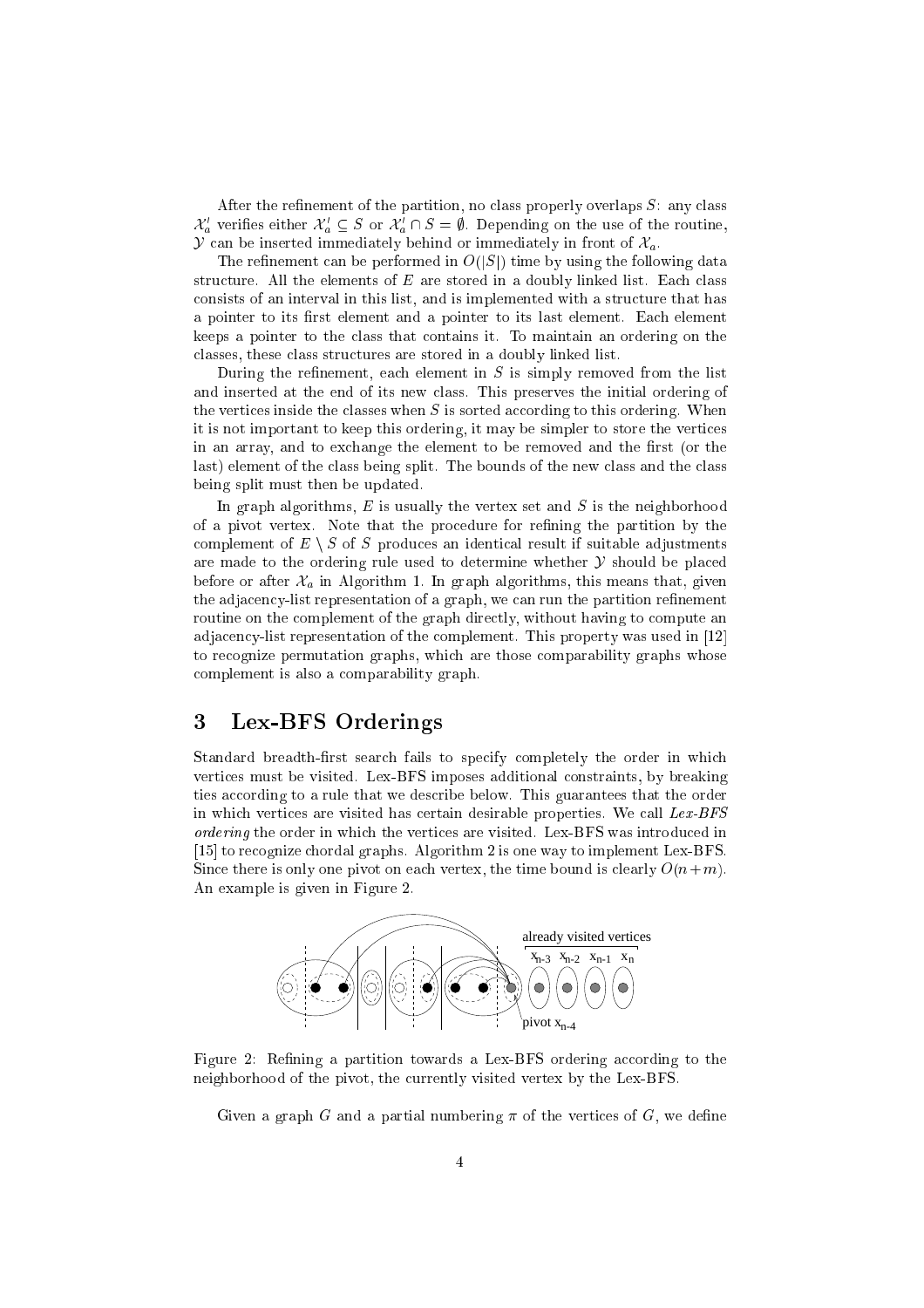After the refinement of the partition, no class properly overlaps $S$: any class $\mathcal{X}'_a$ verifies either $\mathcal{X}'_a \subseteq S$ or $\mathcal{X}'_a \cap S = \emptyset$. Depending on the use of the routine, $\mathcal{Y}$ can be inserted immediately behind or immediately in front of $\mathcal{X}_a$.

The refinement can be performed in $O(|S|)$ time by using the following data structure. All the elements of $E$ are stored in a doubly linked list. Each class consists of an interval in this list, and is implemented with a structure that has a pointer to its first element and a pointer to its last element. Each element keeps a pointer to the class that contains it. To maintain an ordering on the classes, these class structures are stored in a doubly linked list.

During the refinement, each element in $S$ is simply removed from the list and inserted at the end of its new class. This preserves the initial ordering of the vertices inside the classes when $S$ is sorted according to this ordering. When it is not important to keep this ordering, it may be simpler to store the vertices in an array, and to exchange the element to be removed and the first (or the last) element of the class being split. The bounds of the new class and the class being split must then be updated.

In graph algorithms, $E$ is usually the vertex set and $S$ is the neighborhood of a pivot vertex. Note that the procedure for refining the partition by the complement of $E \setminus S$ of $S$ produces an identical result if suitable adjustments are made to the ordering rule used to determine whether $\mathcal{Y}$ should be placed before or after $\mathcal{X}_a$ in Algorithm 1. In graph algorithms, this means that, given the adjacency-list representation of a graph, we can run the partition refinement routine on the complement of the graph directly, without having to compute an adjacency-list representation of the complement. This property was used in [12] to recognize permutation graphs, which are those comparability graphs whose complement is also a comparability graph.

## 3 Lex-BFS Orderings

Standard breadth-first search fails to specify completely the order in which vertices must be visited. Lex-BFS imposes additional constraints, by breaking ties according to a rule that we describe below. This guarantees that the order in which vertices are visited has certain desirable properties. We call *Lex-BFS ordering* the order in which the vertices are visited. Lex-BFS was introduced in [15] to recognize chordal graphs. Algorithm 2 is one way to implement Lex-BFS. Since there is only one pivot on each vertex, the time bound is clearly $O(n+m)$. An example is given in Figure 2.

Figure 2: Refining a partition towards a Lex-BFS ordering according to the neighborhood of the pivot, the currently visited vertex by the Lex-BFS.

Given a graph $G$ and a partial numbering $\pi$ of the vertices of $G$, we define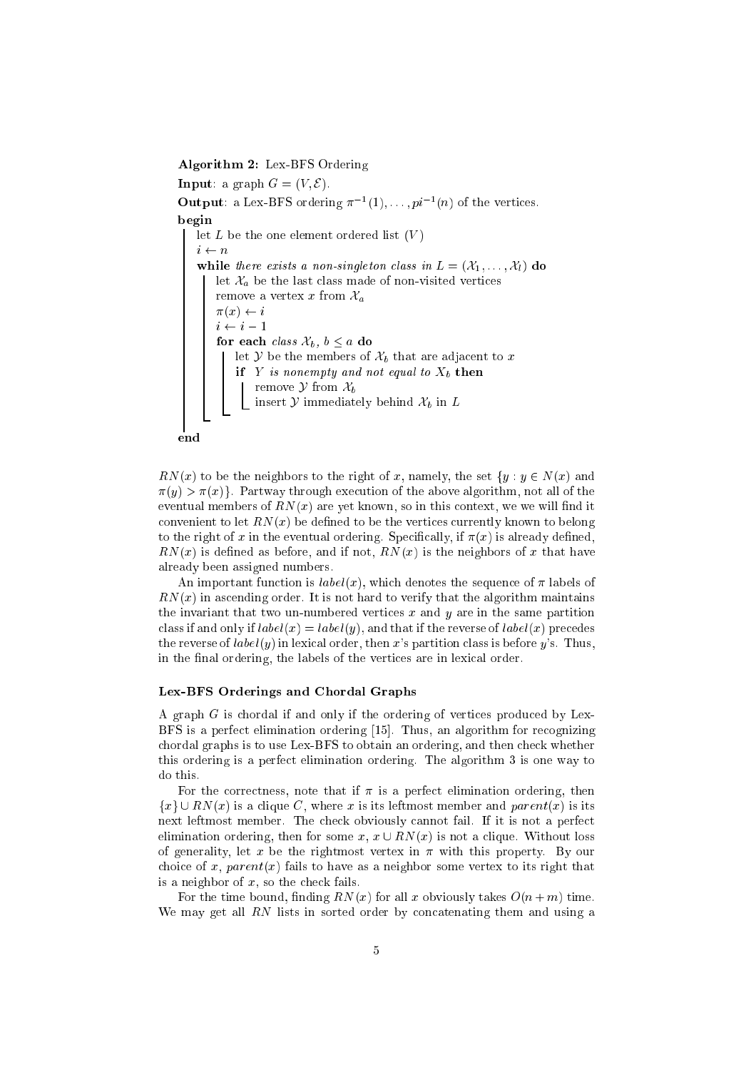**Algorithm 2:** Lex-BFS Ordering

**Input**: a graph $G = (V, \mathcal{E})$.

**Output**: a Lex-BFS ordering $\pi^{-1}(1), \ldots, pi^{-1}(n)$ of the vertices.

```
begin
    let L be the one element ordered list (V)
    i ← n
    while there exists a non-singleton class in L = (X_1, ..., X_l) do
        let X_a be the last class made of non-visited vertices
        remove a vertex x from X_a
        π(x) ← i
        i ← i − 1
        for each class X_b, b ≤ a do
            let Y be the members of X_b that are adjacent to x
            if Y is nonempty and not equal to X_b then
                remove Y from X_b
                insert Y immediately behind X_b in L
end
```

$RN(x)$ to be the neighbors to the right of $x$, namely, the set $\{y : y \in N(x)$ and $\pi(y) > \pi(x)\}$. Partway through execution of the above algorithm, not all of the eventual members of $RN(x)$ are yet known, so in this context, we we will find it convenient to let $RN(x)$ be defined to be the vertices currently known to belong to the right of $x$ in the eventual ordering. Specifically, if $\pi(x)$ is already defined, $RN(x)$ is defined as before, and if not, $RN(x)$ is the neighbors of $x$ that have already been assigned numbers.

An important function is $label(x)$, which denotes the sequence of $\pi$ labels of $RN(x)$ in ascending order. It is not hard to verify that the algorithm maintains the invariant that two un-numbered vertices $x$ and $y$ are in the same partition class if and only if $label(x) = label(y)$, and that if the reverse of $label(x)$ precedes the reverse of $label(y)$ in lexical order, then $x$'s partition class is before $y$'s. Thus, in the final ordering, the labels of the vertices are in lexical order.

### Lex-BFS Orderings and Chordal Graphs

A graph $G$ is chordal if and only if the ordering of vertices produced by Lex-BFS is a perfect elimination ordering [15]. Thus, an algorithm for recognizing chordal graphs is to use Lex-BFS to obtain an ordering, and then check whether this ordering is a perfect elimination ordering. The algorithm 3 is one way to do this.

For the correctness, note that if $\pi$ is a perfect elimination ordering, then $\{x\} \cup RN(x)$ is a clique $C$, where $x$ is its leftmost member and $parent(x)$ is its next leftmost member. The check obviously cannot fail. If it is not a perfect elimination ordering, then for some $x$, $x \cup RN(x)$ is not a clique. Without loss of generality, let $x$ be the rightmost vertex in $\pi$ with this property. By our choice of $x$, $parent(x)$ fails to have as a neighbor some vertex to its right that is a neighbor of $x$, so the check fails.

For the time bound, finding $RN(x)$ for all $x$ obviously takes $O(n + m)$ time. We may get all $RN$ lists in sorted order by concatenating them and using a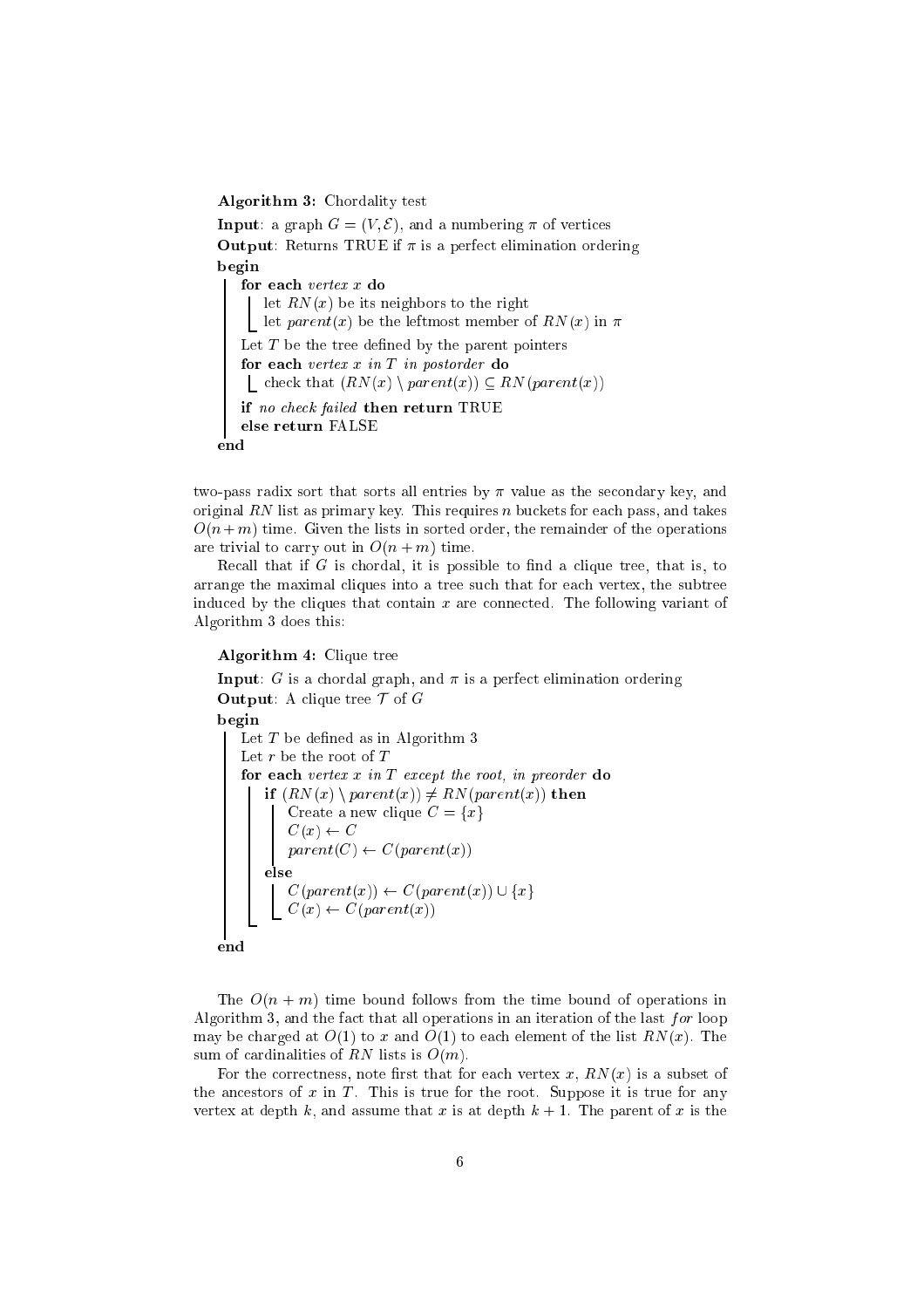**Algorithm 3:** Chordality test

```
Input: a graph G = (V, E), and a numbering π of vertices
Output: Returns TRUE if π is a perfect elimination ordering
begin
    for each vertex x do
        let RN(x) be its neighbors to the right
        let parent(x) be the leftmost member of RN(x) in π
    Let T be the tree defined by the parent pointers
    for each vertex x in T in postorder do
        check that (RN(x) \ parent(x)) ⊆ RN(parent(x))
    if no check failed then return TRUE
    else return FALSE
end
```

two-pass radix sort that sorts all entries by $\pi$ value as the secondary key, and original $RN$ list as primary key. This requires $n$ buckets for each pass, and takes $O(n+m)$ time. Given the lists in sorted order, the remainder of the operations are trivial to carry out in $O(n+m)$ time.

Recall that if $G$ is chordal, it is possible to find a clique tree, that is, to arrange the maximal cliques into a tree such that for each vertex, the subtree induced by the cliques that contain $x$ are connected. The following variant of Algorithm 3 does this:

**Algorithm 4:** Clique tree

```
Input: G is a chordal graph, and π is a perfect elimination ordering
Output: A clique tree 𝒯 of G
begin
    Let T be defined as in Algorithm 3
    Let r be the root of T
    for each vertex x in T except the root, in preorder do
        if (RN(x) \ parent(x)) ≠ RN(parent(x)) then
            Create a new clique C = {x}
            C(x) ← C
            parent(C) ← C(parent(x))
        else
            C(parent(x)) ← C(parent(x)) ∪ {x}
            C(x) ← C(parent(x))
end
```

The $O(n+m)$ time bound follows from the time bound of operations in Algorithm 3, and the fact that all operations in an iteration of the last *for* loop may be charged at $O(1)$ to $x$ and $O(1)$ to each element of the list $RN(x)$. The sum of cardinalities of $RN$ lists is $O(m)$.

For the correctness, note first that for each vertex $x$, $RN(x)$ is a subset of the ancestors of $x$ in $T$. This is true for the root. Suppose it is true for any vertex at depth $k$, and assume that $x$ is at depth $k+1$. The parent of $x$ is the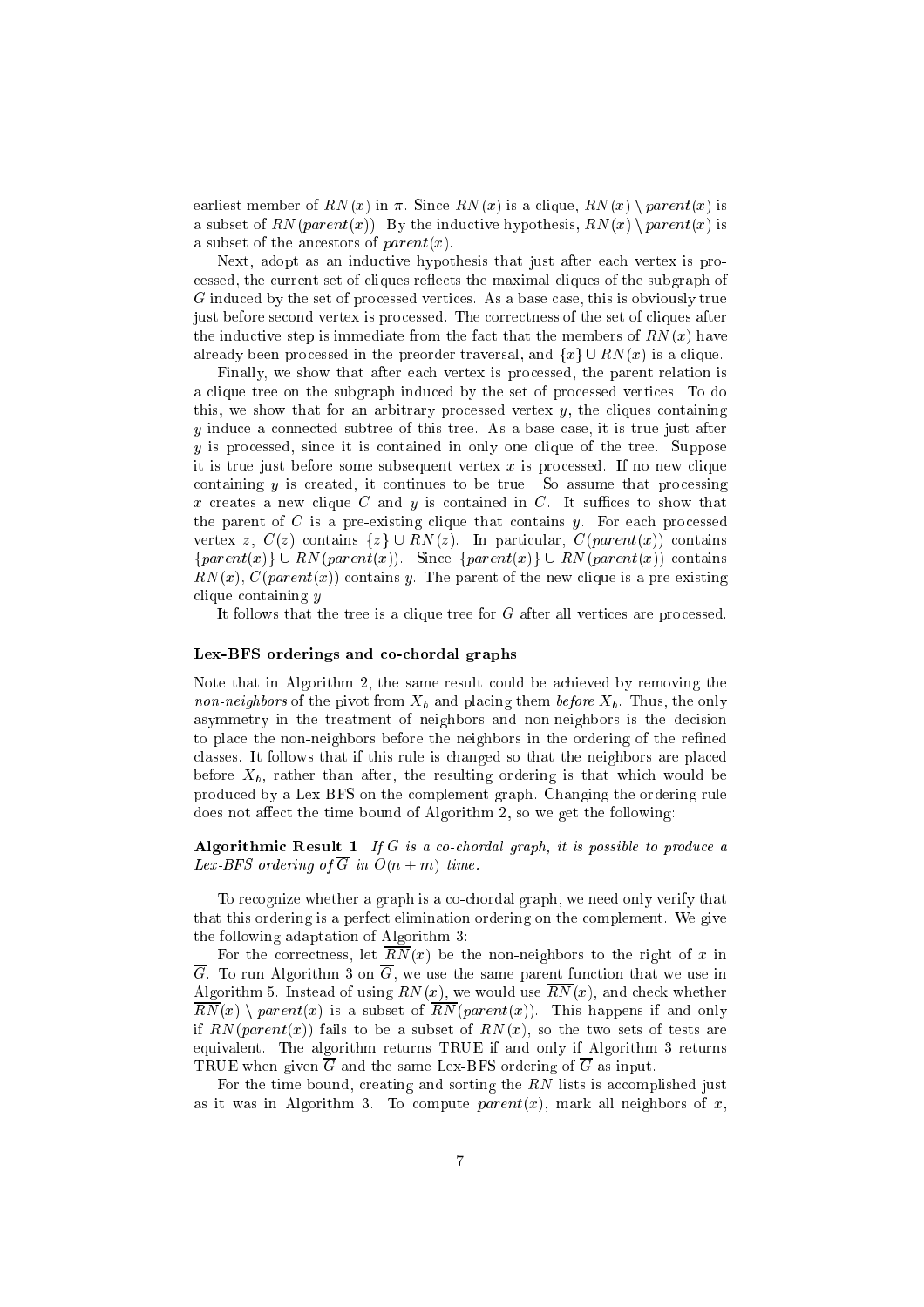earliest member of $RN(x)$ in $\pi$. Since $RN(x)$ is a clique, $RN(x) \setminus parent(x)$ is a subset of $RN(parent(x))$. By the inductive hypothesis, $RN(x) \setminus parent(x)$ is a subset of the ancestors of $parent(x)$.

Next, adopt as an inductive hypothesis that just after each vertex is processed, the current set of cliques reflects the maximal cliques of the subgraph of $G$ induced by the set of processed vertices. As a base case, this is obviously true just before second vertex is processed. The correctness of the set of cliques after the inductive step is immediate from the fact that the members of $RN(x)$ have already been processed in the preorder traversal, and $\{x\} \cup RN(x)$ is a clique.

Finally, we show that after each vertex is processed, the parent relation is a clique tree on the subgraph induced by the set of processed vertices. To do this, we show that for an arbitrary processed vertex $y$, the cliques containing $y$ induce a connected subtree of this tree. As a base case, it is true just after $y$ is processed, since it is contained in only one clique of the tree. Suppose it is true just before some subsequent vertex $x$ is processed. If no new clique containing $y$ is created, it continues to be true. So assume that processing $x$ creates a new clique $C$ and $y$ is contained in $C$. It suffices to show that the parent of $C$ is a pre-existing clique that contains $y$. For each processed vertex $z$, $C(z)$ contains $\{z\} \cup RN(z)$. In particular, $C(parent(x))$ contains $\{parent(x)\} \cup RN(parent(x))$. Since $\{parent(x)\} \cup RN(parent(x))$ contains $RN(x)$, $C(parent(x))$ contains $y$. The parent of the new clique is a pre-existing clique containing $y$.

It follows that the tree is a clique tree for $G$ after all vertices are processed.

### Lex-BFS orderings and co-chordal graphs

Note that in Algorithm 2, the same result could be achieved by removing the *non-neighbors* of the pivot from $X_b$ and placing them *before* $X_b$. Thus, the only asymmetry in the treatment of neighbors and non-neighbors is the decision to place the non-neighbors before the neighbors in the ordering of the refined classes. It follows that if this rule is changed so that the neighbors are placed before $X_b$, rather than after, the resulting ordering is that which would be produced by a Lex-BFS on the complement graph. Changing the ordering rule does not affect the time bound of Algorithm 2, so we get the following:

**Algorithmic Result 1** *If $G$ is a co-chordal graph, it is possible to produce a Lex-BFS ordering of $\overline{G}$ in $O(n+m)$ time.*

To recognize whether a graph is a co-chordal graph, we need only verify that that this ordering is a perfect elimination ordering on the complement. We give the following adaptation of Algorithm 3:

For the correctness, let $\overline{RN}(x)$ be the non-neighbors to the right of $x$ in $\overline{G}$. To run Algorithm 3 on $\overline{G}$, we use the same parent function that we use in Algorithm 5. Instead of using $RN(x)$, we would use $\overline{RN}(x)$, and check whether $\overline{RN}(x) \setminus parent(x)$ is a subset of $\overline{RN}(parent(x))$. This happens if and only if $RN(parent(x))$ fails to be a subset of $RN(x)$, so the two sets of tests are equivalent. The algorithm returns TRUE if and only if Algorithm 3 returns TRUE when given $\overline{G}$ and the same Lex-BFS ordering of $\overline{G}$ as input.

For the time bound, creating and sorting the $RN$ lists is accomplished just as it was in Algorithm 3. To compute $parent(x)$, mark all neighbors of $x$,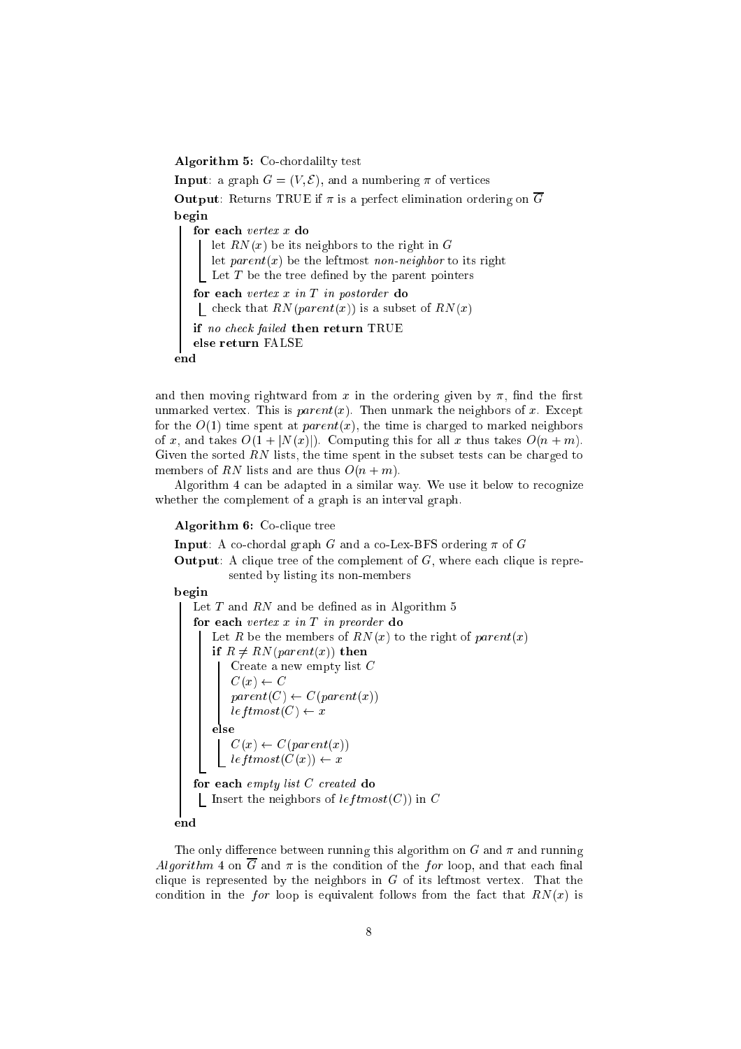**Algorithm 5:** Co-chordalilty test

**Input**: a graph $G = (V, \mathcal{E})$, and a numbering $\pi$ of vertices

**Output**: Returns TRUE if $\pi$ is a perfect elimination ordering on $\overline{G}$

```
begin
    for each vertex x do
        let RN(x) be its neighbors to the right in G
        let parent(x) be the leftmost non-neighbor to its right
        Let T be the tree defined by the parent pointers
    for each vertex x in T in postorder do
        check that RN(parent(x)) is a subset of RN(x)
    if no check failed then return TRUE
    else return FALSE
end
```

and then moving rightward from $x$ in the ordering given by $\pi$, find the first unmarked vertex. This is $parent(x)$. Then unmark the neighbors of $x$. Except for the $O(1)$ time spent at $parent(x)$, the time is charged to marked neighbors of $x$, and takes $O(1 + |N(x)|)$. Computing this for all $x$ thus takes $O(n + m)$. Given the sorted $RN$ lists, the time spent in the subset tests can be charged to members of $RN$ lists and are thus $O(n + m)$.

Algorithm 4 can be adapted in a similar way. We use it below to recognize whether the complement of a graph is an interval graph.

**Algorithm 6:** Co-clique tree

**Input**: A co-chordal graph $G$ and a co-Lex-BFS ordering $\pi$ of $G$

**Output**: A clique tree of the complement of $G$, where each clique is represented by listing its non-members

```
begin
    Let T and RN and be defined as in Algorithm 5
    for each vertex x in T in preorder do
        Let R be the members of RN(x) to the right of parent(x)
        if R ≠ RN(parent(x)) then
            Create a new empty list C
            C(x) ← C
            parent(C) ← C(parent(x))
            leftmost(C) ← x
        else
            C(x) ← C(parent(x))
            leftmost(C(x)) ← x
    for each empty list C created do
        Insert the neighbors of leftmost(C)) in C
end
```

The only difference between running this algorithm on $G$ and $\pi$ and running *Algorithm* 4 on $\overline{G}$ and $\pi$ is the condition of the *for* loop, and that each final clique is represented by the neighbors in $G$ of its leftmost vertex. That the condition in the *for* loop is equivalent follows from the fact that $RN(x)$ is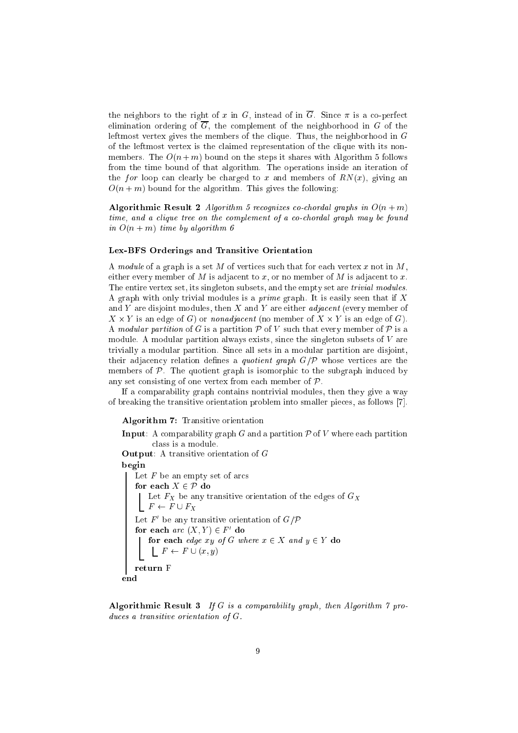the neighbors to the right of $x$ in $G$, instead of in $\overline{G}$. Since $\pi$ is a co-perfect elimination ordering of $\overline{G}$, the complement of the neighborhood in $G$ of the leftmost vertex gives the members of the clique. Thus, the neighborhood in $G$ of the leftmost vertex is the claimed representation of the clique with its non-members. The $O(n+m)$ bound on the steps it shares with Algorithm 5 follows from the time bound of that algorithm. The operations inside an iteration of the *for* loop can clearly be charged to $x$ and members of $RN(x)$, giving an $O(n+m)$ bound for the algorithm. This gives the following:

**Algorithmic Result 2** *Algorithm 5 recognizes co-chordal graphs in $O(n+m)$ time, and a clique tree on the complement of a co-chordal graph may be found in $O(n+m)$ time by algorithm 6*

#### Lex-BFS Orderings and Transitive Orientation

A *module* of a graph is a set $M$ of vertices such that for each vertex $x$ not in $M$, either every member of $M$ is adjacent to $x$, or no member of $M$ is adjacent to $x$. The entire vertex set, its singleton subsets, and the empty set are *trivial modules*. A graph with only trivial modules is a *prime* graph. It is easily seen that if $X$ and $Y$ are disjoint modules, then $X$ and $Y$ are either *adjacent* (every member of $X \times Y$ is an edge of $G$) or *nonadjacent* (no member of $X \times Y$ is an edge of $G$). A *modular partition* of $G$ is a partition $\mathcal{P}$ of $V$ such that every member of $\mathcal{P}$ is a module. A modular partition always exists, since the singleton subsets of $V$ are trivially a modular partition. Since all sets in a modular partition are disjoint, their adjacency relation defines a *quotient graph* $G/\mathcal{P}$ whose vertices are the members of $\mathcal{P}$. The quotient graph is isomorphic to the subgraph induced by any set consisting of one vertex from each member of $\mathcal{P}$.

If a comparability graph contains nontrivial modules, then they give a way of breaking the transitive orientation problem into smaller pieces, as follows [7].

**Algorithm 7:** Transitive orientation

**Input**: A comparability graph $G$ and a partition $\mathcal{P}$ of $V$ where each partition class is a module.

**Output**: A transitive orientation of $G$

```
begin
    Let F be an empty set of arcs
    for each X ∈ P do
        Let F_X be any transitive orientation of the edges of G_X
        F ← F ∪ F_X
    Let F' be any transitive orientation of G/P
    for each arc (X, Y) ∈ F' do
        for each edge xy of G where x ∈ X and y ∈ Y do
            F ← F ∪ (x, y)
    return F
end
```

**Algorithmic Result 3** *If $G$ is a comparability graph, then Algorithm 7 produces a transitive orientation of $G$.*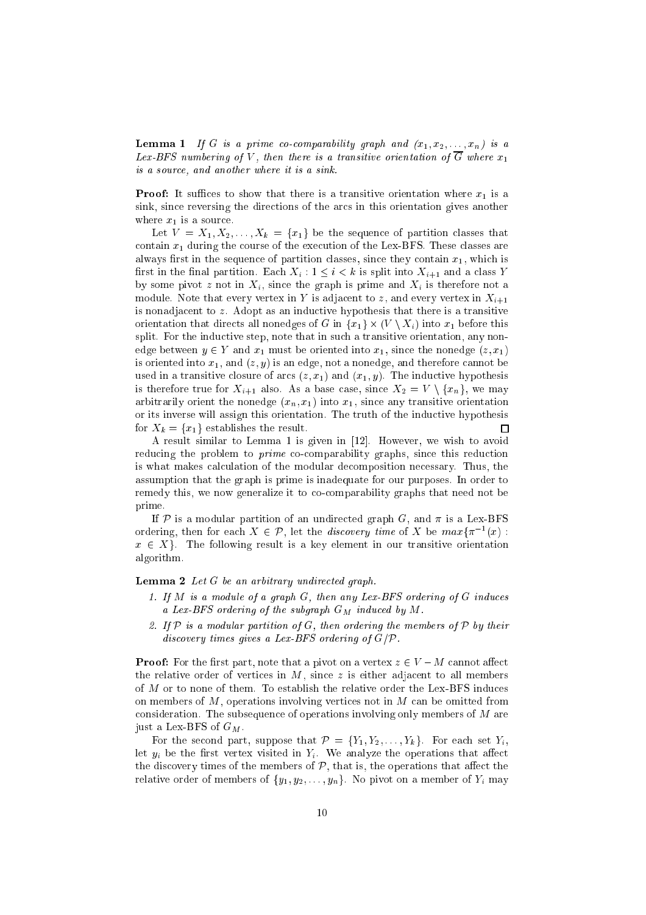**Lemma 1** *If $G$ is a prime co-comparability graph and $(x_1, x_2, \ldots, x_n)$ is a Lex-BFS numbering of $V$, then there is a transitive orientation of $\overline{G}$ where $x_1$ is a source, and another where it is a sink.*

**Proof:** It suffices to show that there is a transitive orientation where $x_1$ is a sink, since reversing the directions of the arcs in this orientation gives another where $x_1$ is a source.

Let $V = X_1, X_2, \ldots, X_k = \{x_1\}$ be the sequence of partition classes that contain $x_1$ during the course of the execution of the Lex-BFS. These classes are always first in the sequence of partition classes, since they contain $x_1$, which is first in the final partition. Each $X_i : 1 \leq i < k$ is split into $X_{i+1}$ and a class $Y$ by some pivot $z$ not in $X_i$, since the graph is prime and $X_i$ is therefore not a module. Note that every vertex in $Y$ is adjacent to $z$, and every vertex in $X_{i+1}$ is nonadjacent to $z$. Adopt as an inductive hypothesis that there is a transitive orientation that directs all nonedges of $G$ in $\{x_1\} \times (V \setminus X_i)$ into $x_1$ before this split. For the inductive step, note that in such a transitive orientation, any non-edge between $y \in Y$ and $x_1$ must be oriented into $x_1$, since the nonedge $(z, x_1)$ is oriented into $x_1$, and $(z, y)$ is an edge, not a nonedge, and therefore cannot be used in a transitive closure of arcs $(z, x_1)$ and $(x_1, y)$. The inductive hypothesis is therefore true for $X_{i+1}$ also. As a base case, since $X_2 = V \setminus \{x_n\}$, we may arbitrarily orient the nonedge $(x_n, x_1)$ into $x_1$, since any transitive orientation or its inverse will assign this orientation. The truth of the inductive hypothesis for $X_k = \{x_1\}$ establishes the result. $\square$

A result similar to Lemma 1 is given in [12]. However, we wish to avoid reducing the problem to *prime* co-comparability graphs, since this reduction is what makes calculation of the modular decomposition necessary. Thus, the assumption that the graph is prime is inadequate for our purposes. In order to remedy this, we now generalize it to co-comparability graphs that need not be prime.

If $\mathcal{P}$ is a modular partition of an undirected graph $G$, and $\pi$ is a Lex-BFS ordering, then for each $X \in \mathcal{P}$, let the *discovery time* of $X$ be $max\{\pi^{-1}(x) : x \in X\}$. The following result is a key element in our transitive orientation algorithm.

**Lemma 2** *Let $G$ be an arbitrary undirected graph.*

1. *If $M$ is a module of a graph $G$, then any Lex-BFS ordering of $G$ induces a Lex-BFS ordering of the subgraph $G_M$ induced by $M$.*
2. *If $\mathcal{P}$ is a modular partition of $G$, then ordering the members of $\mathcal{P}$ by their discovery times gives a Lex-BFS ordering of $G/\mathcal{P}$.*

**Proof:** For the first part, note that a pivot on a vertex $z \in V - M$ cannot affect the relative order of vertices in $M$, since $z$ is either adjacent to all members of $M$ or to none of them. To establish the relative order the Lex-BFS induces on members of $M$, operations involving vertices not in $M$ can be omitted from consideration. The subsequence of operations involving only members of $M$ are just a Lex-BFS of $G_M$.

For the second part, suppose that $\mathcal{P} = \{Y_1, Y_2, \ldots, Y_k\}$. For each set $Y_i$, let $y_i$ be the first vertex visited in $Y_i$. We analyze the operations that affect the discovery times of the members of $\mathcal{P}$, that is, the operations that affect the relative order of members of $\{y_1, y_2, \ldots, y_n\}$. No pivot on a member of $Y_i$ may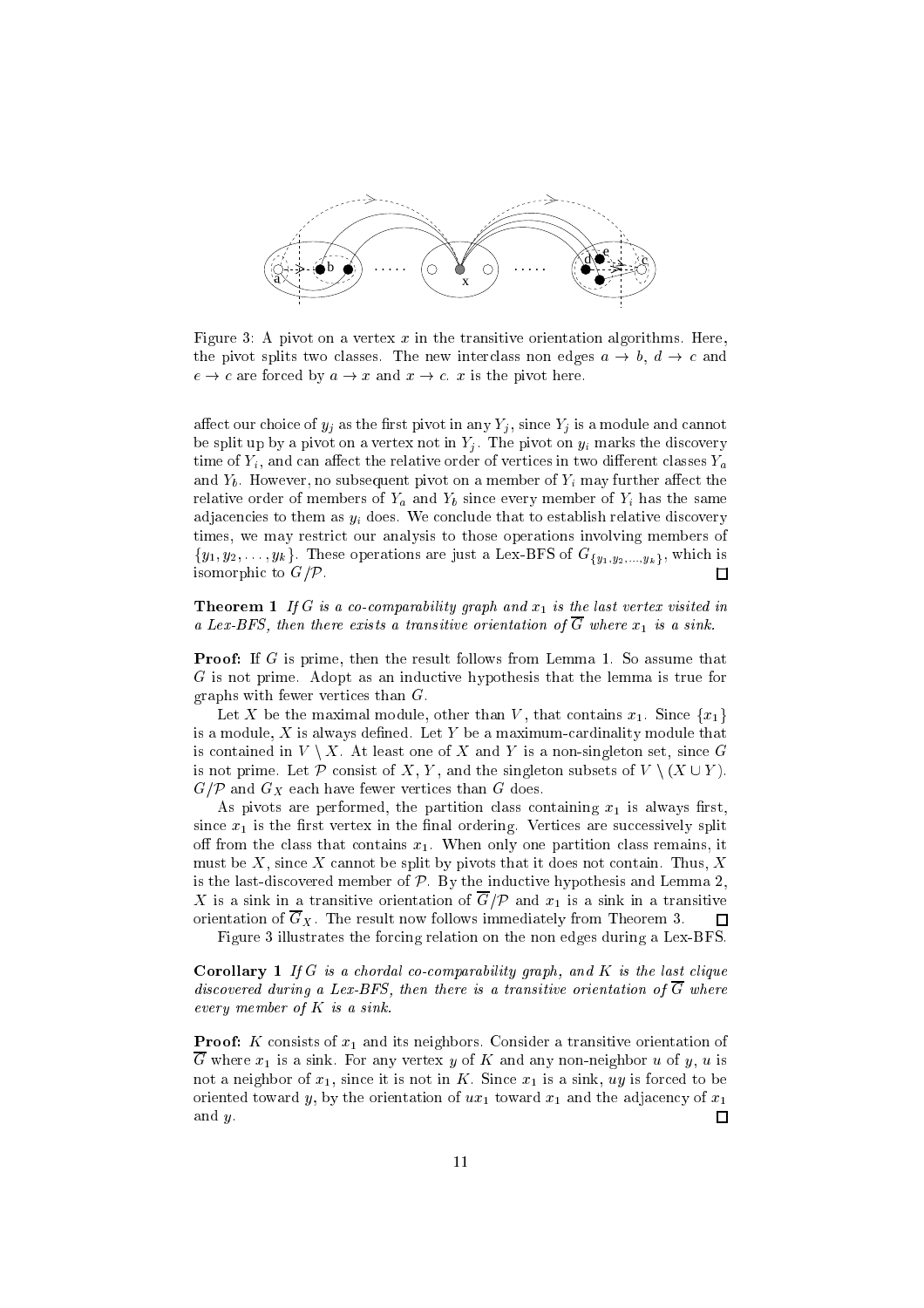Figure 3: A pivot on a vertex $x$ in the transitive orientation algorithms. Here, the pivot splits two classes. The new interclass non edges $a \rightarrow b$, $d \rightarrow c$ and $e \rightarrow c$ are forced by $a \rightarrow x$ and $x \rightarrow c$. $x$ is the pivot here.

affect our choice of $y_j$ as the first pivot in any $Y_j$, since $Y_j$ is a module and cannot be split up by a pivot on a vertex not in $Y_j$. The pivot on $y_i$ marks the discovery time of $Y_i$, and can affect the relative order of vertices in two different classes $Y_a$ and $Y_b$. However, no subsequent pivot on a member of $Y_i$ may further affect the relative order of members of $Y_a$ and $Y_b$ since every member of $Y_i$ has the same adjacencies to them as $y_i$ does. We conclude that to establish relative discovery times, we may restrict our analysis to those operations involving members of $\{y_1, y_2, \ldots, y_k\}$. These operations are just a Lex-BFS of $G_{\{y_1, y_2, \ldots, y_k\}}$, which is isomorphic to $G/\mathcal{P}$. □

**Theorem 1** *If $G$ is a co-comparability graph and $x_1$ is the last vertex visited in a Lex-BFS, then there exists a transitive orientation of $\overline{G}$ where $x_1$ is a sink.*

**Proof:** If $G$ is prime, then the result follows from Lemma 1. So assume that $G$ is not prime. Adopt as an inductive hypothesis that the lemma is true for graphs with fewer vertices than $G$.

Let $X$ be the maximal module, other than $V$, that contains $x_1$. Since $\{x_1\}$ is a module, $X$ is always defined. Let $Y$ be a maximum-cardinality module that is contained in $V \setminus X$. At least one of $X$ and $Y$ is a non-singleton set, since $G$ is not prime. Let $\mathcal{P}$ consist of $X$, $Y$, and the singleton subsets of $V \setminus (X \cup Y)$. $G/\mathcal{P}$ and $G_X$ each have fewer vertices than $G$ does.

As pivots are performed, the partition class containing $x_1$ is always first, since $x_1$ is the first vertex in the final ordering. Vertices are successively split off from the class that contains $x_1$. When only one partition class remains, it must be $X$, since $X$ cannot be split by pivots that it does not contain. Thus, $X$ is the last-discovered member of $\mathcal{P}$. By the inductive hypothesis and Lemma 2, $X$ is a sink in a transitive orientation of $\overline{G}/\mathcal{P}$ and $x_1$ is a sink in a transitive orientation of $\overline{G}_X$. The result now follows immediately from Theorem 3. □

Figure 3 illustrates the forcing relation on the non edges during a Lex-BFS.

**Corollary 1** *If $G$ is a chordal co-comparability graph, and $K$ is the last clique discovered during a Lex-BFS, then there is a transitive orientation of $\overline{G}$ where every member of $K$ is a sink.*

**Proof:** $K$ consists of $x_1$ and its neighbors. Consider a transitive orientation of $\overline{G}$ where $x_1$ is a sink. For any vertex $y$ of $K$ and any non-neighbor $u$ of $y$, $u$ is not a neighbor of $x_1$, since it is not in $K$. Since $x_1$ is a sink, $uy$ is forced to be oriented toward $y$, by the orientation of $ux_1$ toward $x_1$ and the adjacency of $x_1$ and $y$. □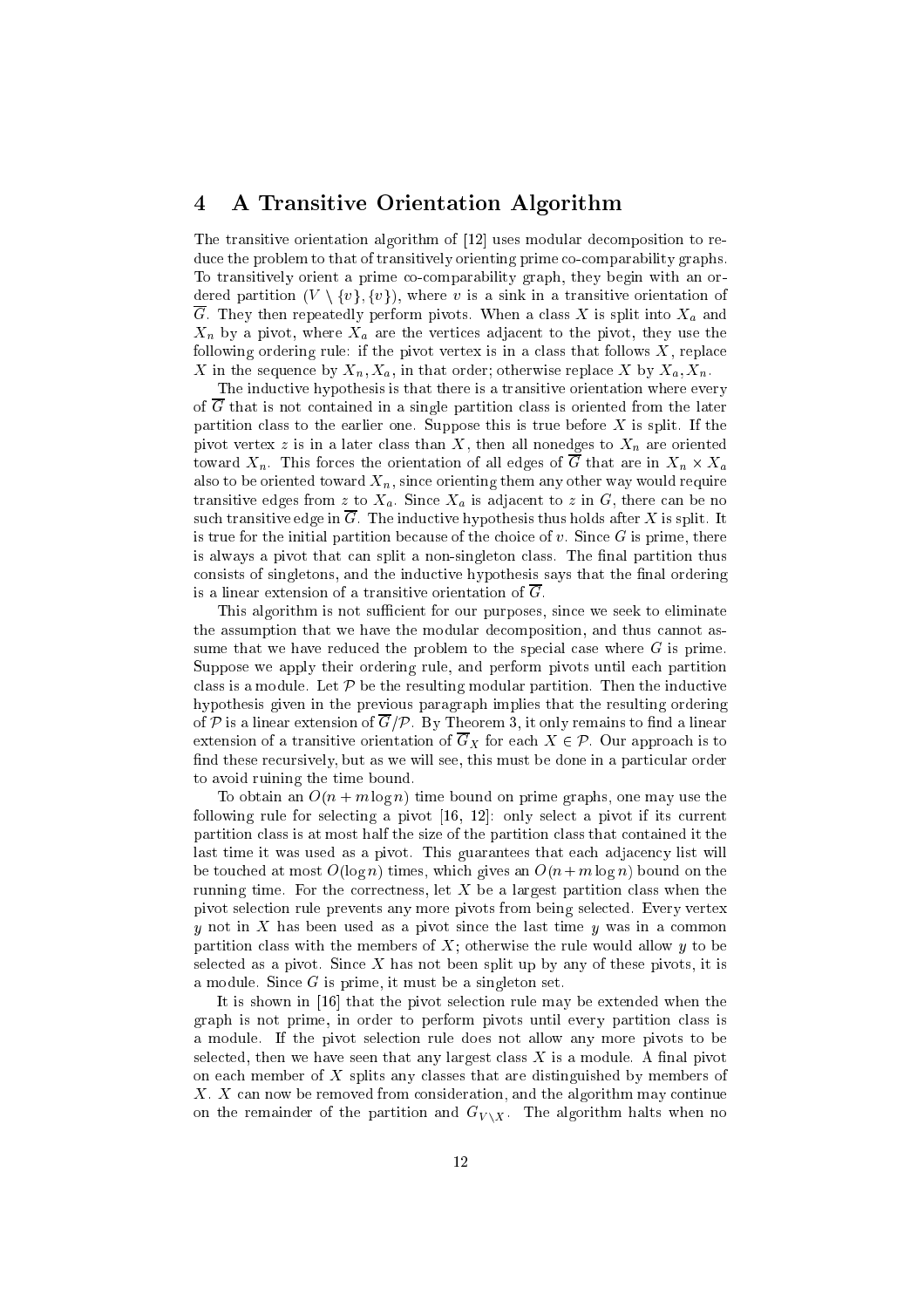## 4 A Transitive Orientation Algorithm

The transitive orientation algorithm of [12] uses modular decomposition to reduce the problem to that of transitively orienting prime co-comparability graphs. To transitively orient a prime co-comparability graph, they begin with an ordered partition $(V \setminus \{v\}, \{v\})$, where $v$ is a sink in a transitive orientation of $\overline{G}$. They then repeatedly perform pivots. When a class $X$ is split into $X_a$ and $X_n$ by a pivot, where $X_a$ are the vertices adjacent to the pivot, they use the following ordering rule: if the pivot vertex is in a class that follows $X$, replace $X$ in the sequence by $X_n, X_a$, in that order; otherwise replace $X$ by $X_a, X_n$.

The inductive hypothesis is that there is a transitive orientation where every of $\overline{G}$ that is not contained in a single partition class is oriented from the later partition class to the earlier one. Suppose this is true before $X$ is split. If the pivot vertex $z$ is in a later class than $X$, then all nonedges to $X_n$ are oriented toward $X_n$. This forces the orientation of all edges of $\overline{G}$ that are in $X_n \times X_a$ also to be oriented toward $X_n$, since orienting them any other way would require transitive edges from $z$ to $X_a$. Since $X_a$ is adjacent to $z$ in $G$, there can be no such transitive edge in $\overline{G}$. The inductive hypothesis thus holds after $X$ is split. It is true for the initial partition because of the choice of $v$. Since $G$ is prime, there is always a pivot that can split a non-singleton class. The final partition thus consists of singletons, and the inductive hypothesis says that the final ordering is a linear extension of a transitive orientation of $\overline{G}$.

This algorithm is not sufficient for our purposes, since we seek to eliminate the assumption that we have the modular decomposition, and thus cannot assume that we have reduced the problem to the special case where $G$ is prime. Suppose we apply their ordering rule, and perform pivots until each partition class is a module. Let $\mathcal{P}$ be the resulting modular partition. Then the inductive hypothesis given in the previous paragraph implies that the resulting ordering of $\mathcal{P}$ is a linear extension of $\overline{G}/\mathcal{P}$. By Theorem 3, it only remains to find a linear extension of a transitive orientation of $\overline{G}_X$ for each $X \in \mathcal{P}$. Our approach is to find these recursively, but as we will see, this must be done in a particular order to avoid ruining the time bound.

To obtain an $O(n + m \log n)$ time bound on prime graphs, one may use the following rule for selecting a pivot [16, 12]: only select a pivot if its current partition class is at most half the size of the partition class that contained it the last time it was used as a pivot. This guarantees that each adjacency list will be touched at most $O(\log n)$ times, which gives an $O(n + m \log n)$ bound on the running time. For the correctness, let $X$ be a largest partition class when the pivot selection rule prevents any more pivots from being selected. Every vertex $y$ not in $X$ has been used as a pivot since the last time $y$ was in a common partition class with the members of $X$; otherwise the rule would allow $y$ to be selected as a pivot. Since $X$ has not been split up by any of these pivots, it is a module. Since $G$ is prime, it must be a singleton set.

It is shown in [16] that the pivot selection rule may be extended when the graph is not prime, in order to perform pivots until every partition class is a module. If the pivot selection rule does not allow any more pivots to be selected, then we have seen that any largest class $X$ is a module. A final pivot on each member of $X$ splits any classes that are distinguished by members of $X$. $X$ can now be removed from consideration, and the algorithm may continue on the remainder of the partition and $G_{V \setminus X}$. The algorithm halts when no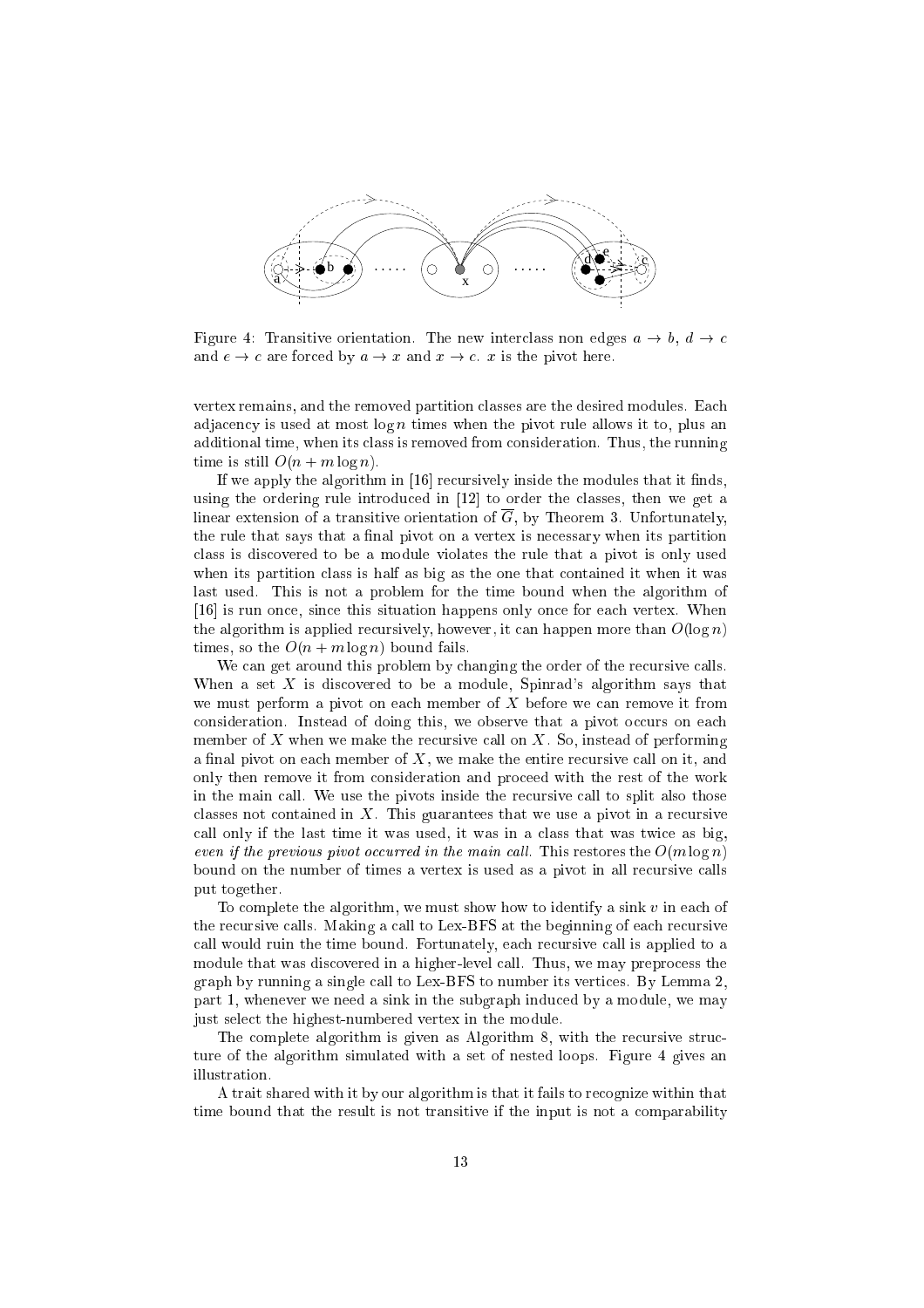Figure 4: Transitive orientation. The new interclass non edges $a \to b$, $d \to c$ and $e \to c$ are forced by $a \to x$ and $x \to c$. $x$ is the pivot here.

vertex remains, and the removed partition classes are the desired modules. Each adjacency is used at most $\log n$ times when the pivot rule allows it to, plus an additional time, when its class is removed from consideration. Thus, the running time is still $O(n + m \log n)$.

If we apply the algorithm in [16] recursively inside the modules that it finds, using the ordering rule introduced in [12] to order the classes, then we get a linear extension of a transitive orientation of $\overline{G}$, by Theorem 3. Unfortunately, the rule that says that a final pivot on a vertex is necessary when its partition class is discovered to be a module violates the rule that a pivot is only used when its partition class is half as big as the one that contained it when it was last used. This is not a problem for the time bound when the algorithm of [16] is run once, since this situation happens only once for each vertex. When the algorithm is applied recursively, however, it can happen more than $O(\log n)$ times, so the $O(n + m \log n)$ bound fails.

We can get around this problem by changing the order of the recursive calls. When a set $X$ is discovered to be a module, Spinrad's algorithm says that we must perform a pivot on each member of $X$ before we can remove it from consideration. Instead of doing this, we observe that a pivot occurs on each member of $X$ when we make the recursive call on $X$. So, instead of performing a final pivot on each member of $X$, we make the entire recursive call on it, and only then remove it from consideration and proceed with the rest of the work in the main call. We use the pivots inside the recursive call to split also those classes not contained in $X$. This guarantees that we use a pivot in a recursive call only if the last time it was used, it was in a class that was twice as big, *even if the previous pivot occurred in the main call.* This restores the $O(m \log n)$ bound on the number of times a vertex is used as a pivot in all recursive calls put together.

To complete the algorithm, we must show how to identify a sink $v$ in each of the recursive calls. Making a call to Lex-BFS at the beginning of each recursive call would ruin the time bound. Fortunately, each recursive call is applied to a module that was discovered in a higher-level call. Thus, we may preprocess the graph by running a single call to Lex-BFS to number its vertices. By Lemma 2, part 1, whenever we need a sink in the subgraph induced by a module, we may just select the highest-numbered vertex in the module.

The complete algorithm is given as Algorithm 8, with the recursive structure of the algorithm simulated with a set of nested loops. Figure 4 gives an illustration.

A trait shared with it by our algorithm is that it fails to recognize within that time bound that the result is not transitive if the input is not a comparability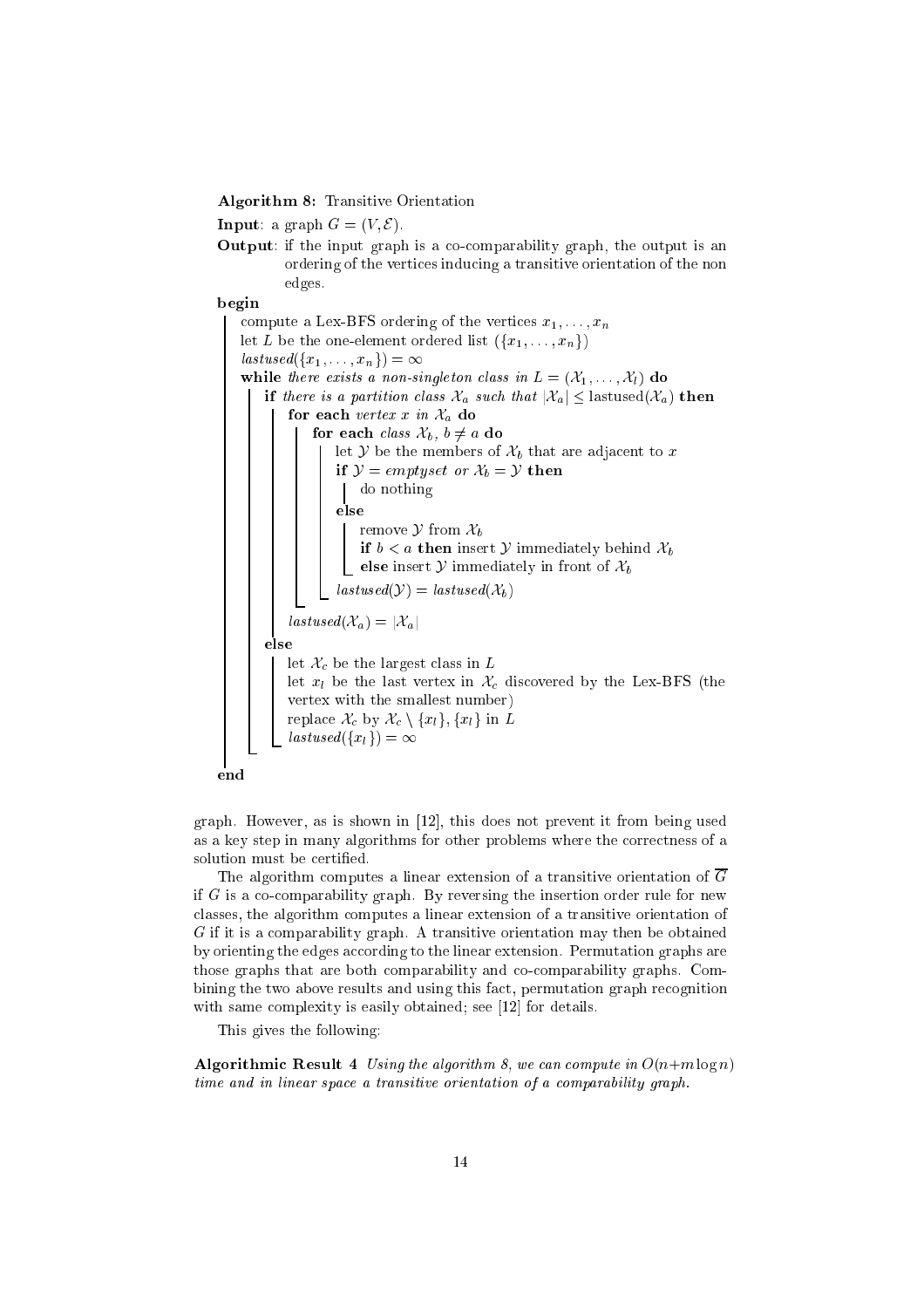**Algorithm 8:** Transitive Orientation

**Input**: a graph $G = (V, \mathcal{E})$.

**Output**: if the input graph is a co-comparability graph, the output is an ordering of the vertices inducing a transitive orientation of the non edges.

```
begin
    compute a Lex-BFS ordering of the vertices x_1, ..., x_n
    let L be the one-element ordered list ({x_1, ..., x_n})
    lastused({x_1, ..., x_n}) = ∞
    while there exists a non-singleton class in L = (X_1, ..., X_l) do
        if there is a partition class X_a such that |X_a| ≤ lastused(X_a) then
            for each vertex x in X_a do
                for each class X_b, b ≠ a do
                    let Y be the members of X_b that are adjacent to x
                    if Y = emptyset or X_b = Y then
                        do nothing
                    else
                        remove Y from X_b
                        if b < a then insert Y immediately behind X_b
                        else insert Y immediately in front of X_b
                    lastused(Y) = lastused(X_b)
            lastused(X_a) = |X_a|
        else
            let X_c be the largest class in L
            let x_l be the last vertex in X_c discovered by the Lex-BFS (the
            vertex with the smallest number)
            replace X_c by X_c \ {x_l}, {x_l} in L
            lastused({x_l}) = ∞
end
```

graph. However, as is shown in [12], this does not prevent it from being used as a key step in many algorithms for other problems where the correctness of a solution must be certified.

The algorithm computes a linear extension of a transitive orientation of $\overline{G}$ if $G$ is a co-comparability graph. By reversing the insertion order rule for new classes, the algorithm computes a linear extension of a transitive orientation of $G$ if it is a comparability graph. A transitive orientation may then be obtained by orienting the edges according to the linear extension. Permutation graphs are those graphs that are both comparability and co-comparability graphs. Combining the two above results and using this fact, permutation graph recognition with same complexity is easily obtained; see [12] for details.

This gives the following:

**Algorithmic Result 4** *Using the algorithm 8, we can compute in $O(n+m\log n)$ time and in linear space a transitive orientation of a comparability graph.*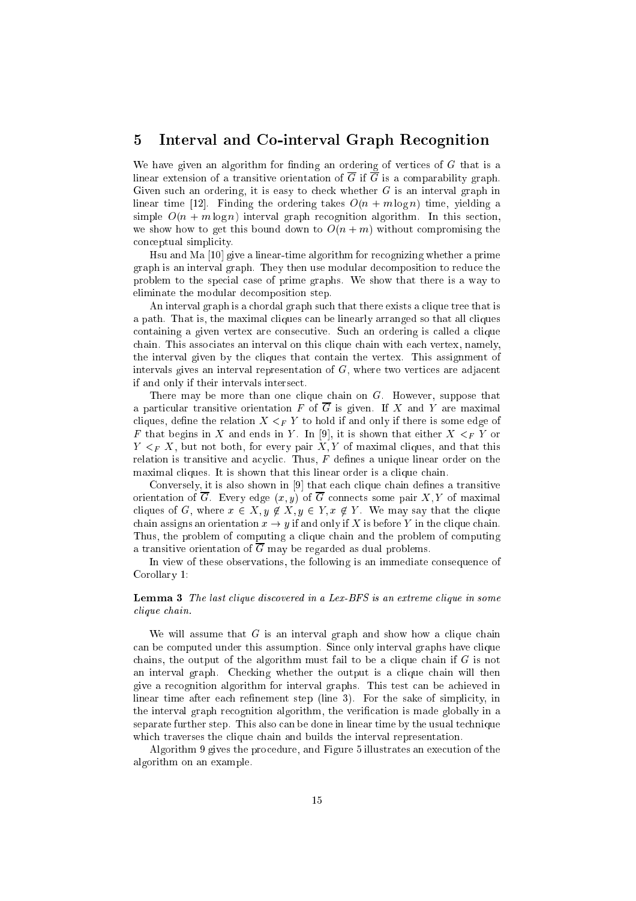## 5 Interval and Co-interval Graph Recognition

We have given an algorithm for finding an ordering of vertices of $G$ that is a linear extension of a transitive orientation of $\overline{G}$ if $\overline{G}$ is a comparability graph. Given such an ordering, it is easy to check whether $G$ is an interval graph in linear time [12]. Finding the ordering takes $O(n + m \log n)$ time, yielding a simple $O(n + m \log n)$ interval graph recognition algorithm. In this section, we show how to get this bound down to $O(n + m)$ without compromising the conceptual simplicity.

Hsu and Ma [10] give a linear-time algorithm for recognizing whether a prime graph is an interval graph. They then use modular decomposition to reduce the problem to the special case of prime graphs. We show that there is a way to eliminate the modular decomposition step.

An interval graph is a chordal graph such that there exists a clique tree that is a path. That is, the maximal cliques can be linearly arranged so that all cliques containing a given vertex are consecutive. Such an ordering is called a clique chain. This associates an interval on this clique chain with each vertex, namely, the interval given by the cliques that contain the vertex. This assignment of intervals gives an interval representation of $G$, where two vertices are adjacent if and only if their intervals intersect.

There may be more than one clique chain on $G$. However, suppose that a particular transitive orientation $F$ of $\overline{G}$ is given. If $X$ and $Y$ are maximal cliques, define the relation $X <_F Y$ to hold if and only if there is some edge of $F$ that begins in $X$ and ends in $Y$. In [9], it is shown that either $X <_F Y$ or $Y <_F X$, but not both, for every pair $X, Y$ of maximal cliques, and that this relation is transitive and acyclic. Thus, $F$ defines a unique linear order on the maximal cliques. It is shown that this linear order is a clique chain.

Conversely, it is also shown in [9] that each clique chain defines a transitive orientation of $\overline{G}$. Every edge $(x, y)$ of $\overline{G}$ connects some pair $X, Y$ of maximal cliques of $G$, where $x \in X, y \notin X, y \in Y, x \notin Y$. We may say that the clique chain assigns an orientation $x \to y$ if and only if $X$ is before $Y$ in the clique chain. Thus, the problem of computing a clique chain and the problem of computing a transitive orientation of $\overline{G}$ may be regarded as dual problems.

In view of these observations, the following is an immediate consequence of Corollary 1:

**Lemma 3** *The last clique discovered in a Lex-BFS is an extreme clique in some clique chain.*

We will assume that $G$ is an interval graph and show how a clique chain can be computed under this assumption. Since only interval graphs have clique chains, the output of the algorithm must fail to be a clique chain if $G$ is not an interval graph. Checking whether the output is a clique chain will then give a recognition algorithm for interval graphs. This test can be achieved in linear time after each refinement step (line 3). For the sake of simplicity, in the interval graph recognition algorithm, the verification is made globally in a separate further step. This also can be done in linear time by the usual technique which traverses the clique chain and builds the interval representation.

Algorithm 9 gives the procedure, and Figure 5 illustrates an execution of the algorithm on an example.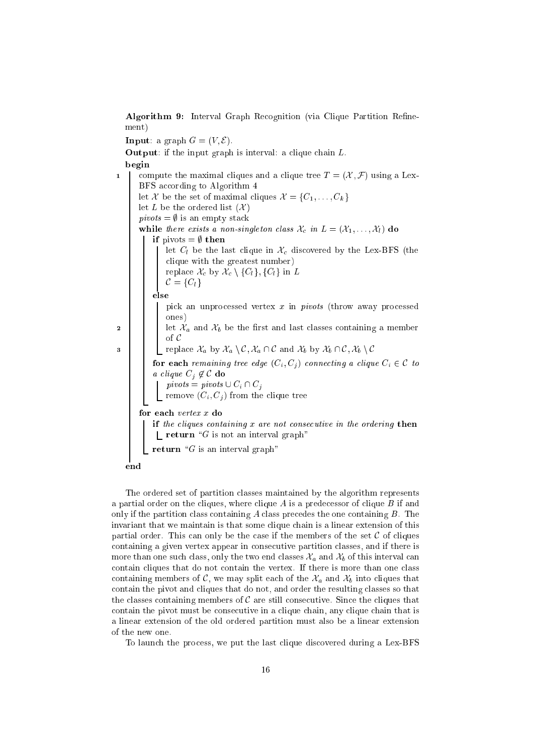**Algorithm 9:** Interval Graph Recognition (via Clique Partition Refinement)

```
Input: a graph G = (V, E).
Output: if the input graph is interval: a clique chain L.
begin
1   compute the maximal cliques and a clique tree T = (X, F) using a Lex-
    BFS according to Algorithm 4
    let X be the set of maximal cliques X = {C_1, ..., C_k}
    let L be the ordered list (X)
    pivots = ∅ is an empty stack
    while there exists a non-singleton class X_c in L = (X_1, ..., X_l) do
        if pivots = ∅ then
            let C_l be the last clique in X_c discovered by the Lex-BFS (the
            clique with the greatest number)
            replace X_c by X_c \ {C_l}, {C_l} in L
            C = {C_l}
        else
            pick an unprocessed vertex x in pivots (throw away processed
            ones)
2           let X_a and X_b be the first and last classes containing a member
            of C
3           replace X_a by X_a \ C, X_a ∩ C and X_b by X_b ∩ C, X_b \ C
        for each remaining tree edge (C_i, C_j) connecting a clique C_i ∈ C to
        a clique C_j ∉ C do
            pivots = pivots ∪ C_i ∩ C_j
            remove (C_i, C_j) from the clique tree
    for each vertex x do
        if the cliques containing x are not consecutive in the ordering then
            return "G is not an interval graph"
        return "G is an interval graph"
end
```

The ordered set of partition classes maintained by the algorithm represents a partial order on the cliques, where clique $A$ is a predecessor of clique $B$ if and only if the partition class containing $A$ class precedes the one containing $B$. The invariant that we maintain is that some clique chain is a linear extension of this partial order. This can only be the case if the members of the set $\mathcal{C}$ of cliques containing a given vertex appear in consecutive partition classes, and if there is more than one such class, only the two end classes $\mathcal{X}_a$ and $\mathcal{X}_b$ of this interval can contain cliques that do not contain the vertex. If there is more than one class containing members of $\mathcal{C}$, we may split each of the $\mathcal{X}_a$ and $\mathcal{X}_b$ into cliques that contain the pivot and cliques that do not, and order the resulting classes so that the classes containing members of $\mathcal{C}$ are still consecutive. Since the cliques that contain the pivot must be consecutive in a clique chain, any clique chain that is a linear extension of the old ordered partition must also be a linear extension of the new one.

To launch the process, we put the last clique discovered during a Lex-BFS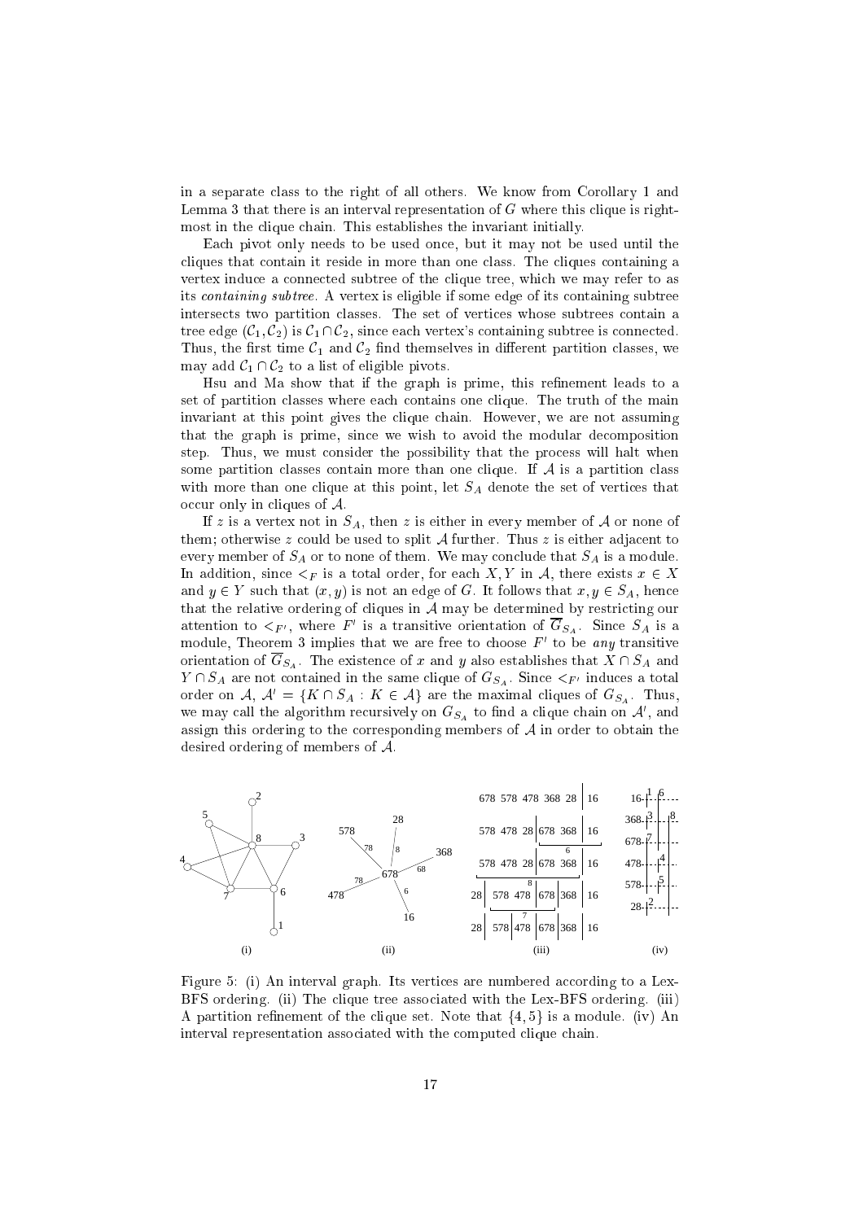in a separate class to the right of all others. We know from Corollary 1 and Lemma 3 that there is an interval representation of $G$ where this clique is rightmost in the clique chain. This establishes the invariant initially.

Each pivot only needs to be used once, but it may not be used until the cliques that contain it reside in more than one class. The cliques containing a vertex induce a connected subtree of the clique tree, which we may refer to as its *containing subtree*. A vertex is eligible if some edge of its containing subtree intersects two partition classes. The set of vertices whose subtrees contain a tree edge $(\mathcal{C}_1, \mathcal{C}_2)$ is $\mathcal{C}_1 \cap \mathcal{C}_2$, since each vertex's containing subtree is connected. Thus, the first time $\mathcal{C}_1$ and $\mathcal{C}_2$ find themselves in different partition classes, we may add $\mathcal{C}_1 \cap \mathcal{C}_2$ to a list of eligible pivots.

Hsu and Ma show that if the graph is prime, this refinement leads to a set of partition classes where each contains one clique. The truth of the main invariant at this point gives the clique chain. However, we are not assuming that the graph is prime, since we wish to avoid the modular decomposition step. Thus, we must consider the possibility that the process will halt when some partition classes contain more than one clique. If $\mathcal{A}$ is a partition class with more than one clique at this point, let $S_A$ denote the set of vertices that occur only in cliques of $\mathcal{A}$.

If $z$ is a vertex not in $S_A$, then $z$ is either in every member of $\mathcal{A}$ or none of them; otherwise $z$ could be used to split $\mathcal{A}$ further. Thus $z$ is either adjacent to every member of $S_A$ or to none of them. We may conclude that $S_A$ is a module. In addition, since $<_F$ is a total order, for each $X, Y$ in $\mathcal{A}$, there exists $x \in X$ and $y \in Y$ such that $(x, y)$ is not an edge of $G$. It follows that $x, y \in S_A$, hence that the relative ordering of cliques in $\mathcal{A}$ may be determined by restricting our attention to $<_{F'}$, where $F'$ is a transitive orientation of $\overline{G}_{S_A}$. Since $S_A$ is a module, Theorem 3 implies that we are free to choose $F'$ to be *any* transitive orientation of $\overline{G}_{S_A}$. The existence of $x$ and $y$ also establishes that $X \cap S_A$ and $Y \cap S_A$ are not contained in the same clique of $G_{S_A}$. Since $<_{F'}$ induces a total order on $\mathcal{A}$, $\mathcal{A}' = \{K \cap S_A : K \in \mathcal{A}\}$ are the maximal cliques of $G_{S_A}$. Thus, we may call the algorithm recursively on $G_{S_A}$ to find a clique chain on $\mathcal{A}'$, and assign this ordering to the corresponding members of $\mathcal{A}$ in order to obtain the desired ordering of members of $\mathcal{A}$.

Figure 5: (i) An interval graph. Its vertices are numbered according to a Lex-BFS ordering. (ii) The clique tree associated with the Lex-BFS ordering. (iii) A partition refinement of the clique set. Note that $\{4, 5\}$ is a module. (iv) An interval representation associated with the computed clique chain.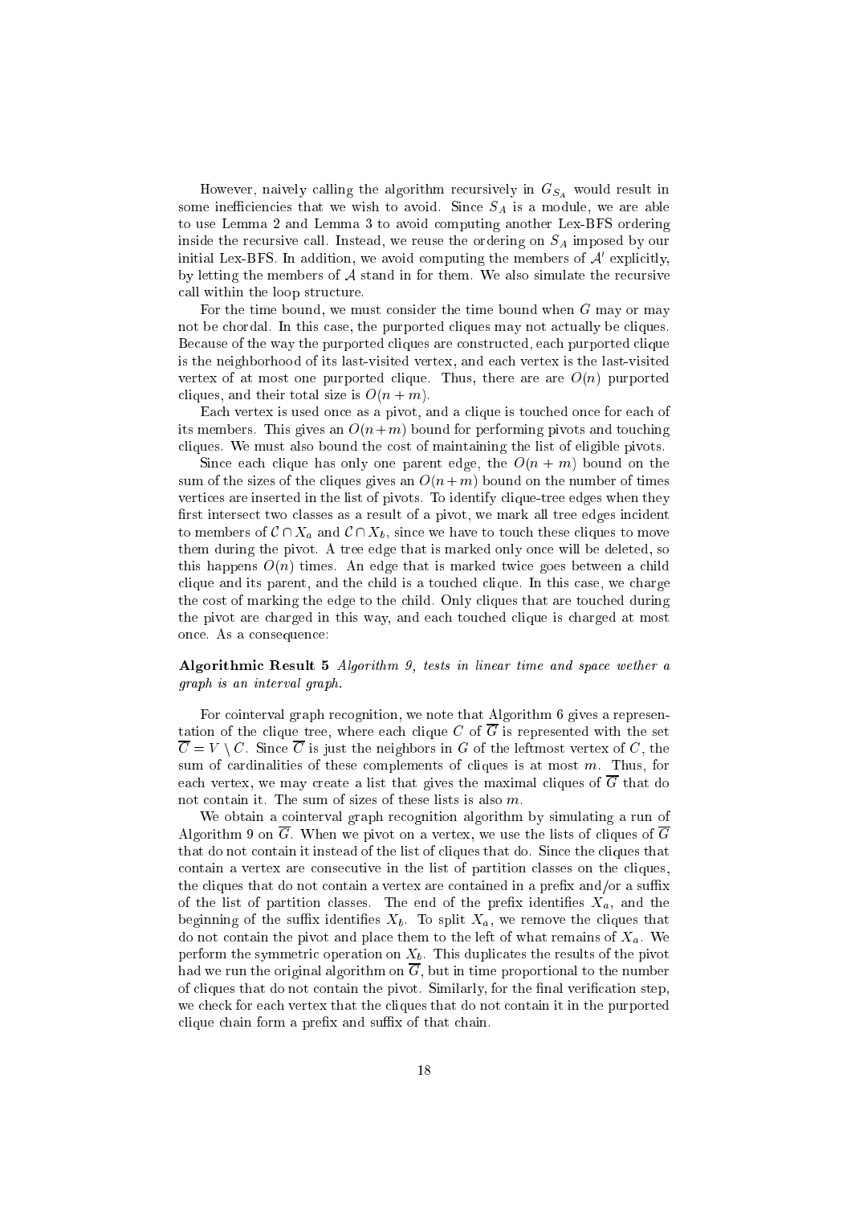However, naively calling the algorithm recursively in $G_{S_A}$ would result in some inefficiencies that we wish to avoid. Since $S_A$ is a module, we are able to use Lemma 2 and Lemma 3 to avoid computing another Lex-BFS ordering inside the recursive call. Instead, we reuse the ordering on $S_A$ imposed by our initial Lex-BFS. In addition, we avoid computing the members of $\mathcal{A}'$ explicitly, by letting the members of $\mathcal{A}$ stand in for them. We also simulate the recursive call within the loop structure.

For the time bound, we must consider the time bound when $G$ may or may not be chordal. In this case, the purported cliques may not actually be cliques. Because of the way the purported cliques are constructed, each purported clique is the neighborhood of its last-visited vertex, and each vertex is the last-visited vertex of at most one purported clique. Thus, there are are $O(n)$ purported cliques, and their total size is $O(n + m)$.

Each vertex is used once as a pivot, and a clique is touched once for each of its members. This gives an $O(n+m)$ bound for performing pivots and touching cliques. We must also bound the cost of maintaining the list of eligible pivots.

Since each clique has only one parent edge, the $O(n + m)$ bound on the sum of the sizes of the cliques gives an $O(n+m)$ bound on the number of times vertices are inserted in the list of pivots. To identify clique-tree edges when they first intersect two classes as a result of a pivot, we mark all tree edges incident to members of $\mathcal{C} \cap X_a$ and $\mathcal{C} \cap X_b$, since we have to touch these cliques to move them during the pivot. A tree edge that is marked only once will be deleted, so this happens $O(n)$ times. An edge that is marked twice goes between a child clique and its parent, and the child is a touched clique. In this case, we charge the cost of marking the edge to the child. Only cliques that are touched during the pivot are charged in this way, and each touched clique is charged at most once. As a consequence:

**Algorithmic Result 5** *Algorithm 9, tests in linear time and space wether a graph is an interval graph.*

For cointerval graph recognition, we note that Algorithm 6 gives a representation of the clique tree, where each clique $C$ of $\overline{G}$ is represented with the set $\overline{C} = V \setminus C$. Since $\overline{C}$ is just the neighbors in $G$ of the leftmost vertex of $C$, the sum of cardinalities of these complements of cliques is at most $m$. Thus, for each vertex, we may create a list that gives the maximal cliques of $\overline{G}$ that do not contain it. The sum of sizes of these lists is also $m$.

We obtain a cointerval graph recognition algorithm by simulating a run of Algorithm 9 on $\overline{G}$. When we pivot on a vertex, we use the lists of cliques of $\overline{G}$ that do not contain it instead of the list of cliques that do. Since the cliques that contain a vertex are consecutive in the list of partition classes on the cliques, the cliques that do not contain a vertex are contained in a prefix and/or a suffix of the list of partition classes. The end of the prefix identifies $X_a$, and the beginning of the suffix identifies $X_b$. To split $X_a$, we remove the cliques that do not contain the pivot and place them to the left of what remains of $X_a$. We perform the symmetric operation on $X_b$. This duplicates the results of the pivot had we run the original algorithm on $\overline{G}$, but in time proportional to the number of cliques that do not contain the pivot. Similarly, for the final verification step, we check for each vertex that the cliques that do not contain it in the purported clique chain form a prefix and suffix of that chain.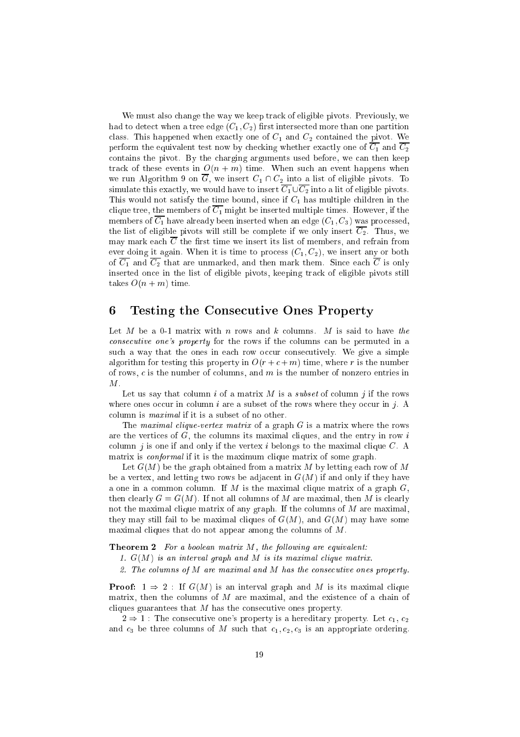We must also change the way we keep track of eligible pivots. Previously, we had to detect when a tree edge $(C_1, C_2)$ first intersected more than one partition class. This happened when exactly one of $C_1$ and $C_2$ contained the pivot. We perform the equivalent test now by checking whether exactly one of $\overline{C_1}$ and $\overline{C_2}$ contains the pivot. By the charging arguments used before, we can then keep track of these events in $O(n + m)$ time. When such an event happens when we run Algorithm 9 on $\overline{G}$, we insert $C_1 \cap C_2$ into a list of eligible pivots. To simulate this exactly, we would have to insert $\overline{C_1} \cup \overline{C_2}$ into a lit of eligible pivots. This would not satisfy the time bound, since if $C_1$ has multiple children in the clique tree, the members of $\overline{C_1}$ might be inserted multiple times. However, if the members of $\overline{C_1}$ have already been inserted when an edge $(C_1, C_3)$ was processed, the list of eligible pivots will still be complete if we only insert $\overline{C_2}$. Thus, we may mark each $\overline{C}$ the first time we insert its list of members, and refrain from ever doing it again. When it is time to process $(C_1, C_2)$, we insert any or both of $\overline{C_1}$ and $\overline{C_2}$ that are unmarked, and then mark them. Since each $\overline{C}$ is only inserted once in the list of eligible pivots, keeping track of eligible pivots still takes $O(n + m)$ time.

# 6 Testing the Consecutive Ones Property

Let $M$ be a 0-1 matrix with $n$ rows and $k$ columns. $M$ is said to have *the consecutive one's property* for the rows if the columns can be permuted in a such a way that the ones in each row occur consecutively. We give a simple algorithm for testing this property in $O(r + c + m)$ time, where $r$ is the number of rows, $c$ is the number of columns, and $m$ is the number of nonzero entries in $M$.

Let us say that column $i$ of a matrix $M$ is a *subset* of column $j$ if the rows where ones occur in column $i$ are a subset of the rows where they occur in $j$. A column is *maximal* if it is a subset of no other.

The *maximal clique-vertex matrix* of a graph $G$ is a matrix where the rows are the vertices of $G$, the columns its maximal cliques, and the entry in row $i$ column $j$ is one if and only if the vertex $i$ belongs to the maximal clique $C$. A matrix is *conformal* if it is the maximum clique matrix of some graph.

Let $G(M)$ be the graph obtained from a matrix $M$ by letting each row of $M$ be a vertex, and letting two rows be adjacent in $G(M)$ if and only if they have a one in a common column. If $M$ is the maximal clique matrix of a graph $G$, then clearly $G = G(M)$. If not all columns of $M$ are maximal, then $M$ is clearly not the maximal clique matrix of any graph. If the columns of $M$ are maximal, they may still fail to be maximal cliques of $G(M)$, and $G(M)$ may have some maximal cliques that do not appear among the columns of $M$.

**Theorem 2** *For a boolean matrix $M$, the following are equivalent:*

1. *$G(M)$ is an interval graph and $M$ is its maximal clique matrix.*
2. *The columns of $M$ are maximal and $M$ has the consecutive ones property.*

**Proof:** $1 \Rightarrow 2$ : If $G(M)$ is an interval graph and $M$ is its maximal clique matrix, then the columns of $M$ are maximal, and the existence of a chain of cliques guarantees that $M$ has the consecutive ones property.

$2 \Rightarrow 1$ : The consecutive one's property is a hereditary property. Let $c_1$, $c_2$ and $c_3$ be three columns of $M$ such that $c_1, c_2, c_3$ is an appropriate ordering.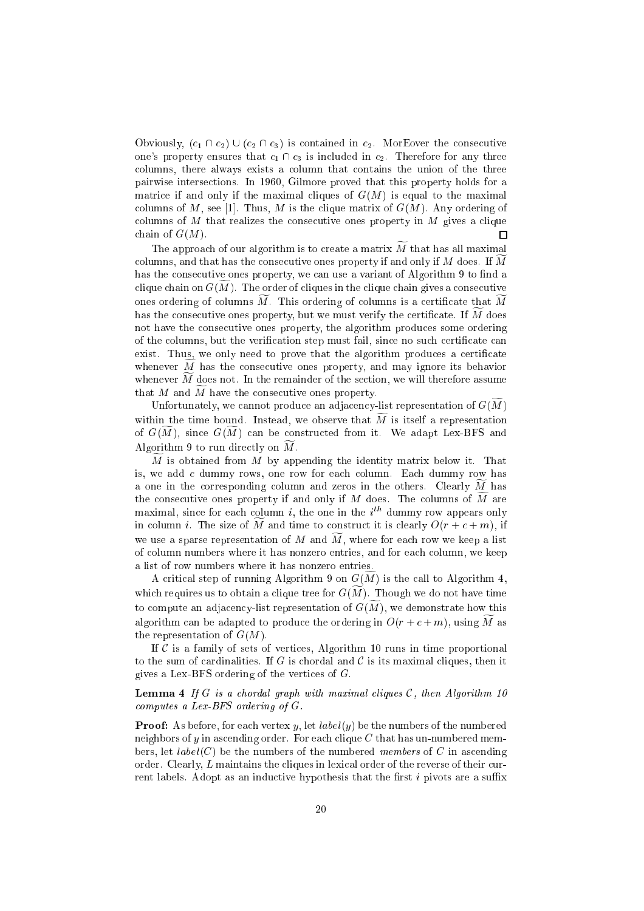Obviously, $(c_1 \cap c_2) \cup (c_2 \cap c_3)$ is contained in $c_2$. MorEover the consecutive one's property ensures that $c_1 \cap c_3$ is included in $c_2$. Therefore for any three columns, there always exists a column that contains the union of the three pairwise intersections. In 1960, Gilmore proved that this property holds for a matrice if and only if the maximal cliques of $G(M)$ is equal to the maximal columns of $M$, see [1]. Thus, $M$ is the clique matrix of $G(M)$. Any ordering of columns of $M$ that realizes the consecutive ones property in $M$ gives a clique chain of $G(M)$. □

The approach of our algorithm is to create a matrix $\widetilde{M}$ that has all maximal columns, and that has the consecutive ones property if and only if $M$ does. If $\widetilde{M}$ has the consecutive ones property, we can use a variant of Algorithm 9 to find a clique chain on $G(\widetilde{M})$. The order of cliques in the clique chain gives a consecutive ones ordering of columns $\widetilde{M}$. This ordering of columns is a certificate that $\widetilde{M}$ has the consecutive ones property, but we must verify the certificate. If $\widetilde{M}$ does not have the consecutive ones property, the algorithm produces some ordering of the columns, but the verification step must fail, since no such certificate can exist. Thus, we only need to prove that the algorithm produces a certificate whenever $\widetilde{M}$ has the consecutive ones property, and may ignore its behavior whenever $\widetilde{M}$ does not. In the remainder of the section, we will therefore assume that $M$ and $\widetilde{M}$ have the consecutive ones property.

Unfortunately, we cannot produce an adjacency-list representation of $G(\widetilde{M})$ within the time bound. Instead, we observe that $\widetilde{M}$ is itself a representation of $G(\widetilde{M})$, since $G(\widetilde{M})$ can be constructed from it. We adapt Lex-BFS and Algorithm 9 to run directly on $\widetilde{M}$.

$\widetilde{M}$ is obtained from $M$ by appending the identity matrix below it. That is, we add $c$ dummy rows, one row for each column. Each dummy row has a one in the corresponding column and zeros in the others. Clearly $\widetilde{M}$ has the consecutive ones property if and only if $M$ does. The columns of $\widetilde{M}$ are maximal, since for each column $i$, the one in the $i^{th}$ dummy row appears only in column $i$. The size of $\widetilde{M}$ and time to construct it is clearly $O(r + c + m)$, if we use a sparse representation of $M$ and $\widetilde{M}$, where for each row we keep a list of column numbers where it has nonzero entries, and for each column, we keep a list of row numbers where it has nonzero entries.

A critical step of running Algorithm 9 on $G(\widetilde{M})$ is the call to Algorithm 4, which requires us to obtain a clique tree for $G(\widetilde{M})$. Though we do not have time to compute an adjacency-list representation of $G(\widetilde{M})$, we demonstrate how this algorithm can be adapted to produce the ordering in $O(r + c + m)$, using $\widetilde{M}$ as the representation of $G(M)$.

If $\mathcal{C}$ is a family of sets of vertices, Algorithm 10 runs in time proportional to the sum of cardinalities. If $G$ is chordal and $\mathcal{C}$ is its maximal cliques, then it gives a Lex-BFS ordering of the vertices of $G$.

**Lemma 4** *If $G$ is a chordal graph with maximal cliques $\mathcal{C}$, then Algorithm 10 computes a Lex-BFS ordering of $G$.*

**Proof:** As before, for each vertex $y$, let $label(y)$ be the numbers of the numbered neighbors of $y$ in ascending order. For each clique $C$ that has un-numbered members, let $label(C)$ be the numbers of the numbered *members* of $C$ in ascending order. Clearly, $L$ maintains the cliques in lexical order of the reverse of their current labels. Adopt as an inductive hypothesis that the first $i$ pivots are a suffix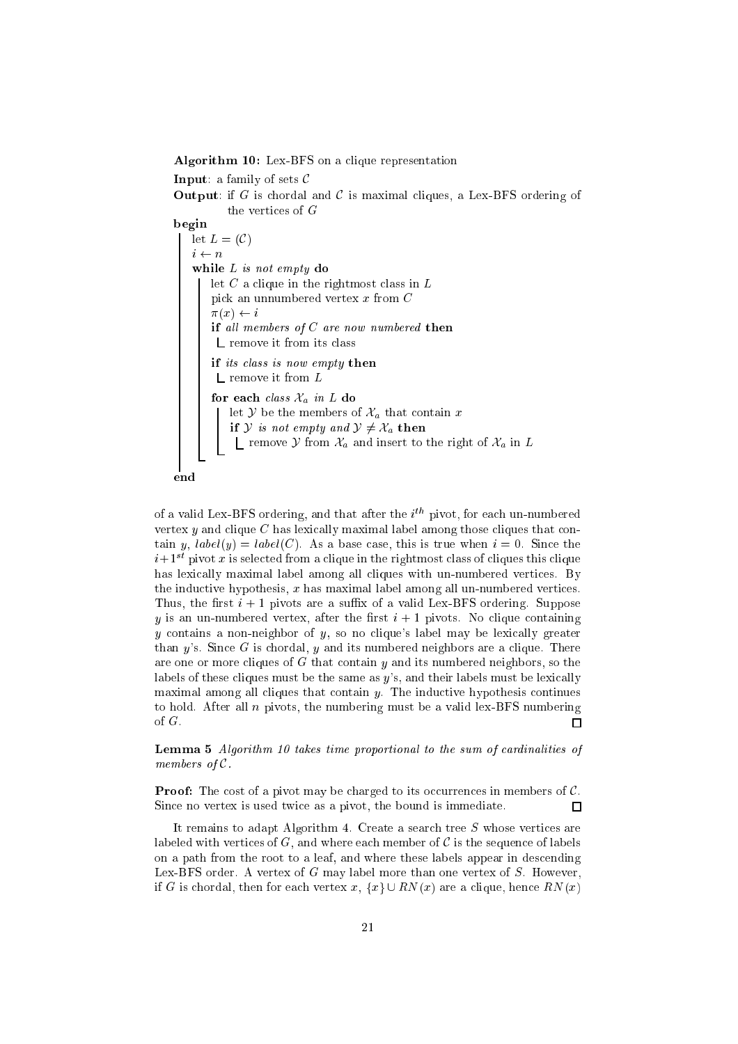**Algorithm 10:** Lex-BFS on a clique representation

**Input**: a family of sets $\mathcal{C}$

**Output**: if $G$ is chordal and $\mathcal{C}$ is maximal cliques, a Lex-BFS ordering of the vertices of $G$

```
begin
    let L = (C)
    i ← n
    while L is not empty do
        let C a clique in the rightmost class in L
        pick an unnumbered vertex x from C
        π(x) ← i
        if all members of C are now numbered then
            remove it from its class
        if its class is now empty then
            remove it from L
        for each class X_a in L do
            let Y be the members of X_a that contain x
            if Y is not empty and Y ≠ X_a then
                remove Y from X_a and insert to the right of X_a in L
end
```

of a valid Lex-BFS ordering, and that after the $i^{th}$ pivot, for each un-numbered vertex $y$ and clique $C$ has lexically maximal label among those cliques that contain $y$, $label(y) = label(C)$. As a base case, this is true when $i = 0$. Since the $i+1^{st}$ pivot $x$ is selected from a clique in the rightmost class of cliques this clique has lexically maximal label among all cliques with un-numbered vertices. By the inductive hypothesis, $x$ has maximal label among all un-numbered vertices. Thus, the first $i + 1$ pivots are a suffix of a valid Lex-BFS ordering. Suppose $y$ is an un-numbered vertex, after the first $i + 1$ pivots. No clique containing $y$ contains a non-neighbor of $y$, so no clique's label may be lexically greater than $y$'s. Since $G$ is chordal, $y$ and its numbered neighbors are a clique. There are one or more cliques of $G$ that contain $y$ and its numbered neighbors, so the labels of these cliques must be the same as $y$'s, and their labels must be lexically maximal among all cliques that contain $y$. The inductive hypothesis continues to hold. After all $n$ pivots, the numbering must be a valid lex-BFS numbering of $G$. $\square$

**Lemma 5** *Algorithm 10 takes time proportional to the sum of cardinalities of members of* $\mathcal{C}$.

**Proof:** The cost of a pivot may be charged to its occurrences in members of $\mathcal{C}$. Since no vertex is used twice as a pivot, the bound is immediate. $\square$

It remains to adapt Algorithm 4. Create a search tree $S$ whose vertices are labeled with vertices of $G$, and where each member of $\mathcal{C}$ is the sequence of labels on a path from the root to a leaf, and where these labels appear in descending Lex-BFS order. A vertex of $G$ may label more than one vertex of $S$. However, if $G$ is chordal, then for each vertex $x$, $\{x\} \cup RN(x)$ are a clique, hence $RN(x)$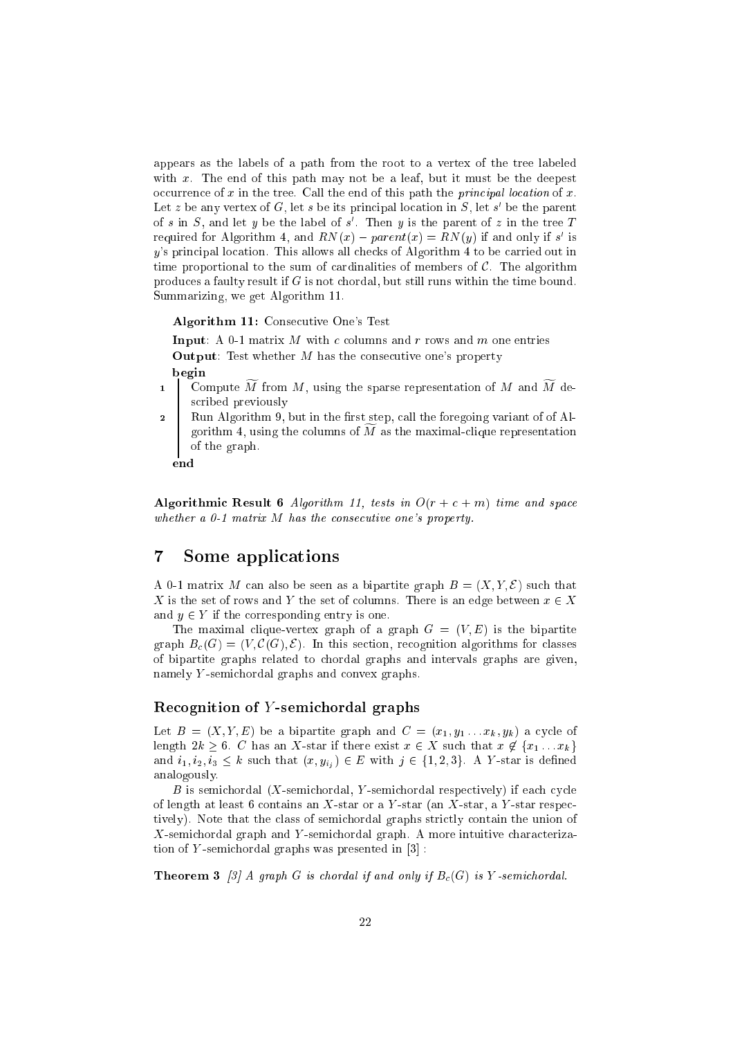appears as the labels of a path from the root to a vertex of the tree labeled with $x$. The end of this path may not be a leaf, but it must be the deepest occurrence of $x$ in the tree. Call the end of this path the *principal location* of $x$. Let $z$ be any vertex of $G$, let $s$ be its principal location in $S$, let $s'$ be the parent of $s$ in $S$, and let $y$ be the label of $s'$. Then $y$ is the parent of $z$ in the tree $T$ required for Algorithm 4, and $RN(x) - parent(x) = RN(y)$ if and only if $s'$ is $y$'s principal location. This allows all checks of Algorithm 4 to be carried out in time proportional to the sum of cardinalities of members of $\mathcal{C}$. The algorithm produces a faulty result if $G$ is not chordal, but still runs within the time bound. Summarizing, we get Algorithm 11.

**Algorithm 11:** Consecutive One's Test

**Input**: A 0-1 matrix $M$ with $c$ columns and $r$ rows and $m$ one entries

**Output**: Test whether $M$ has the consecutive one's property

**begin**

1. Compute $\widetilde{M}$ from $M$, using the sparse representation of $M$ and $\widetilde{M}$ described previously
2. Run Algorithm 9, but in the first step, call the foregoing variant of of Algorithm 4, using the columns of $\widetilde{M}$ as the maximal-clique representation of the graph.

**end**

**Algorithmic Result 6** *Algorithm 11, tests in $O(r + c + m)$ time and space whether a 0-1 matrix $M$ has the consecutive one's property.*

## 7 Some applications

A 0-1 matrix $M$ can also be seen as a bipartite graph $B = (X, Y, \mathcal{E})$ such that $X$ is the set of rows and $Y$ the set of columns. There is an edge between $x \in X$ and $y \in Y$ if the corresponding entry is one.

The maximal clique-vertex graph of a graph $G = (V, E)$ is the bipartite graph $B_c(G) = (V, \mathcal{C}(G), \mathcal{E})$. In this section, recognition algorithms for classes of bipartite graphs related to chordal graphs and intervals graphs are given, namely $Y$-semichordal graphs and convex graphs.

### Recognition of $Y$-semichordal graphs

Let $B = (X, Y, E)$ be a bipartite graph and $C = (x_1, y_1 \ldots x_k, y_k)$ a cycle of length $2k \geq 6$. $C$ has an $X$-star if there exist $x \in X$ such that $x \notin \{x_1 \ldots x_k\}$ and $i_1, i_2, i_3 \leq k$ such that $(x, y_{i_j}) \in E$ with $j \in \{1, 2, 3\}$. A $Y$-star is defined analogously.

$B$ is semichordal ($X$-semichordal, $Y$-semichordal respectively) if each cycle of length at least 6 contains an $X$-star or a $Y$-star (an $X$-star, a $Y$-star respectively). Note that the class of semichordal graphs strictly contain the union of $X$-semichordal graph and $Y$-semichordal graph. A more intuitive characterization of $Y$-semichordal graphs was presented in [3] :

**Theorem 3** *[3] A graph $G$ is chordal if and only if $B_c(G)$ is $Y$-semichordal.*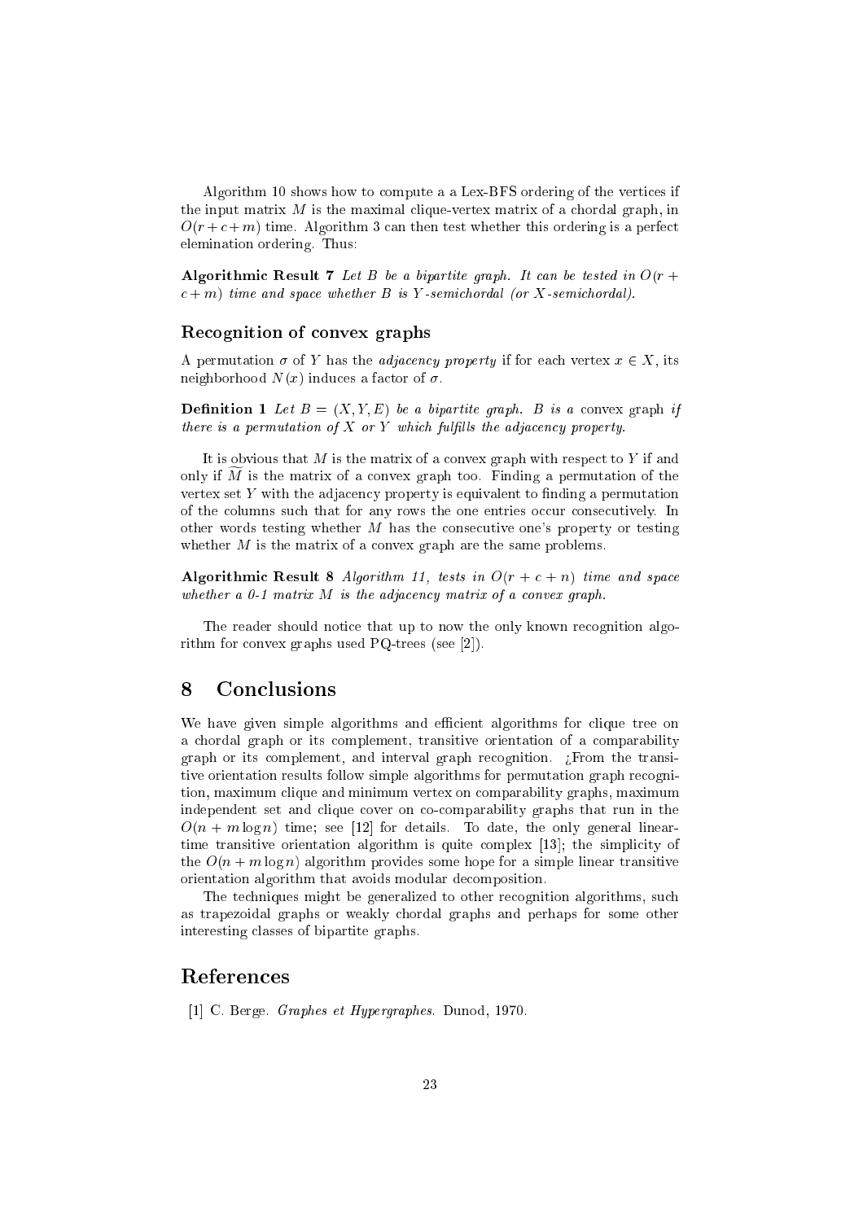Algorithm 10 shows how to compute a a Lex-BFS ordering of the vertices if the input matrix $M$ is the maximal clique-vertex matrix of a chordal graph, in $O(r+c+m)$ time. Algorithm 3 can then test whether this ordering is a perfect elemination ordering. Thus:

**Algorithmic Result 7** *Let $B$ be a bipartite graph. It can be tested in $O(r+c+m)$ time and space whether $B$ is $Y$-semichordal (or $X$-semichordal).*

### Recognition of convex graphs

A permutation $\sigma$ of $Y$ has the *adjacency property* if for each vertex $x \in X$, its neighborhood $N(x)$ induces a factor of $\sigma$.

**Definition 1** *Let $B = (X, Y, E)$ be a bipartite graph. $B$ is a* convex graph *if there is a permutation of $X$ or $Y$ which fulfills the adjacency property.*

It is obvious that $M$ is the matrix of a convex graph with respect to $Y$ if and only if $\widetilde{M}$ is the matrix of a convex graph too. Finding a permutation of the vertex set $Y$ with the adjacency property is equivalent to finding a permutation of the columns such that for any rows the one entries occur consecutively. In other words testing whether $M$ has the consecutive one's property or testing whether $M$ is the matrix of a convex graph are the same problems.

**Algorithmic Result 8** *Algorithm 11, tests in $O(r+c+n)$ time and space whether a 0-1 matrix $M$ is the adjacency matrix of a convex graph.*

The reader should notice that up to now the only known recognition algorithm for convex graphs used PQ-trees (see [2]).

## 8 Conclusions

We have given simple algorithms and efficient algorithms for clique tree on a chordal graph or its complement, transitive orientation of a comparability graph or its complement, and interval graph recognition. ¿From the transitive orientation results follow simple algorithms for permutation graph recognition, maximum clique and minimum vertex on comparability graphs, maximum independent set and clique cover on co-comparability graphs that run in the $O(n + m \log n)$ time; see [12] for details. To date, the only general linear-time transitive orientation algorithm is quite complex [13]; the simplicity of the $O(n + m \log n)$ algorithm provides some hope for a simple linear transitive orientation algorithm that avoids modular decomposition.

The techniques might be generalized to other recognition algorithms, such as trapezoidal graphs or weakly chordal graphs and perhaps for some other interesting classes of bipartite graphs.

## References

[1] C. Berge. *Graphes et Hypergraphes*. Dunod, 1970.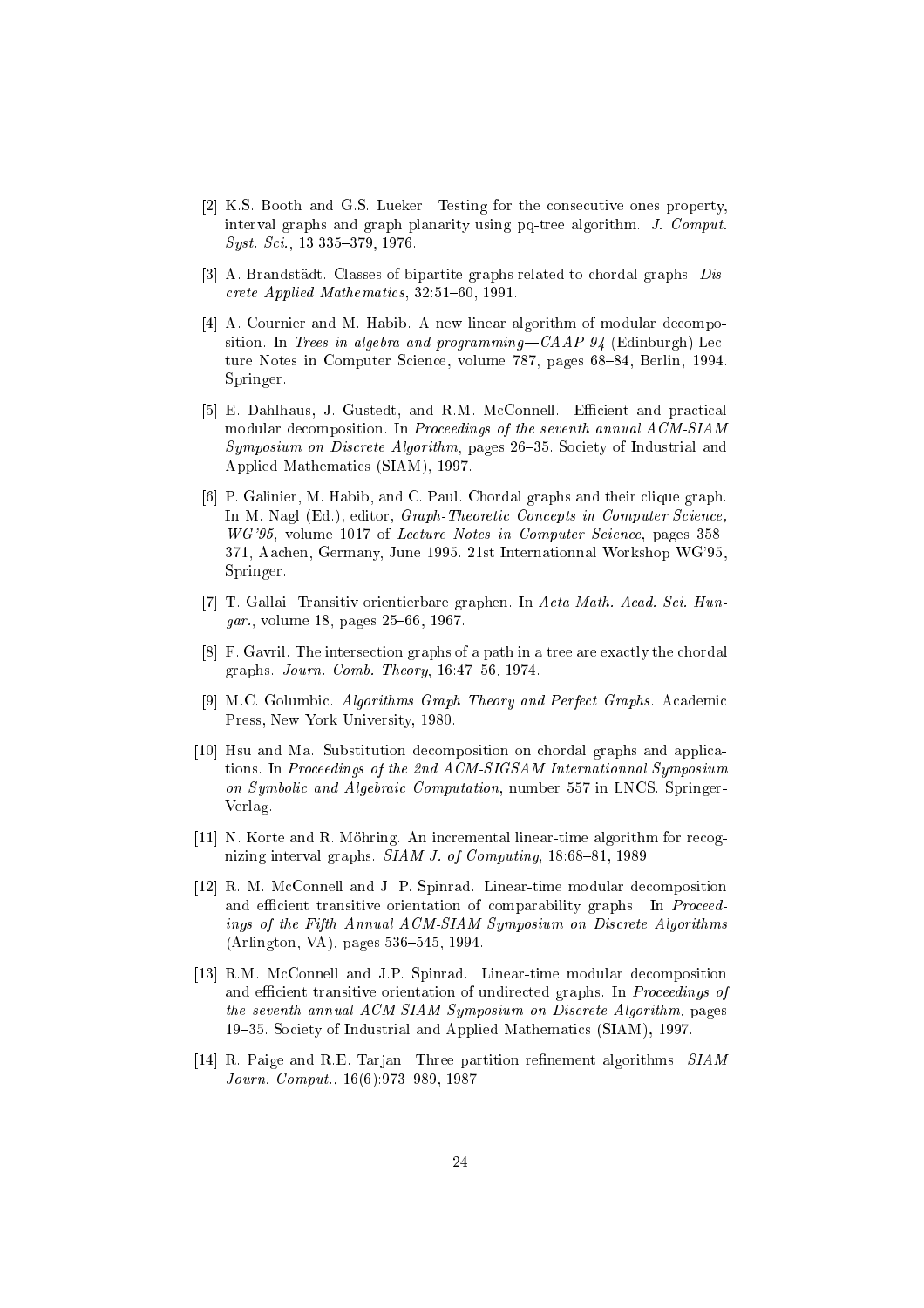[2] K.S. Booth and G.S. Lueker. Testing for the consecutive ones property, interval graphs and graph planarity using pq-tree algorithm. *J. Comput. Syst. Sci.*, 13:335–379, 1976.

[3] A. Brandstädt. Classes of bipartite graphs related to chordal graphs. *Discrete Applied Mathematics*, 32:51–60, 1991.

[4] A. Cournier and M. Habib. A new linear algorithm of modular decomposition. In *Trees in algebra and programming—CAAP 94* (Edinburgh) Lecture Notes in Computer Science, volume 787, pages 68–84, Berlin, 1994. Springer.

[5] E. Dahlhaus, J. Gustedt, and R.M. McConnell. Efficient and practical modular decomposition. In *Proceedings of the seventh annual ACM-SIAM Symposium on Discrete Algorithm*, pages 26–35. Society of Industrial and Applied Mathematics (SIAM), 1997.

[6] P. Galinier, M. Habib, and C. Paul. Chordal graphs and their clique graph. In M. Nagl (Ed.), editor, *Graph-Theoretic Concepts in Computer Science, WG'95*, volume 1017 of *Lecture Notes in Computer Science*, pages 358–371, Aachen, Germany, June 1995. 21st Internationnal Workshop WG'95, Springer.

[7] T. Gallai. Transitiv orientierbare graphen. In *Acta Math. Acad. Sci. Hungar.*, volume 18, pages 25–66, 1967.

[8] F. Gavril. The intersection graphs of a path in a tree are exactly the chordal graphs. *Journ. Comb. Theory*, 16:47–56, 1974.

[9] M.C. Golumbic. *Algorithms Graph Theory and Perfect Graphs*. Academic Press, New York University, 1980.

[10] Hsu and Ma. Substitution decomposition on chordal graphs and applications. In *Proceedings of the 2nd ACM-SIGSAM Internationnal Symposium on Symbolic and Algebraic Computation*, number 557 in LNCS. Springer-Verlag.

[11] N. Korte and R. Möhring. An incremental linear-time algorithm for recognizing interval graphs. *SIAM J. of Computing*, 18:68–81, 1989.

[12] R. M. McConnell and J. P. Spinrad. Linear-time modular decomposition and efficient transitive orientation of comparability graphs. In *Proceedings of the Fifth Annual ACM-SIAM Symposium on Discrete Algorithms* (Arlington, VA), pages 536–545, 1994.

[13] R.M. McConnell and J.P. Spinrad. Linear-time modular decomposition and efficient transitive orientation of undirected graphs. In *Proceedings of the seventh annual ACM-SIAM Symposium on Discrete Algorithm*, pages 19–35. Society of Industrial and Applied Mathematics (SIAM), 1997.

[14] R. Paige and R.E. Tarjan. Three partition refinement algorithms. *SIAM Journ. Comput.*, 16(6):973–989, 1987.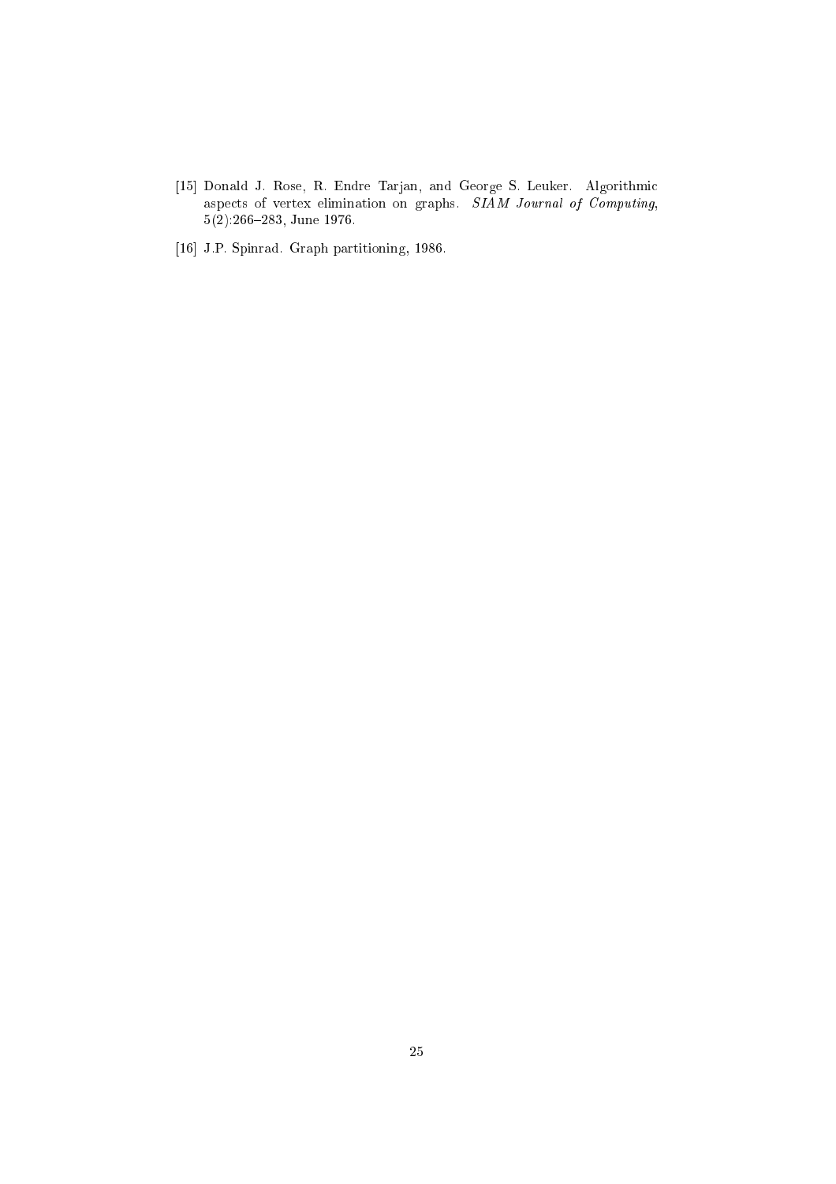[15] Donald J. Rose, R. Endre Tarjan, and George S. Leuker. Algorithmic aspects of vertex elimination on graphs. *SIAM Journal of Computing*, 5(2):266–283, June 1976.

[16] J.P. Spinrad. Graph partitioning, 1986.